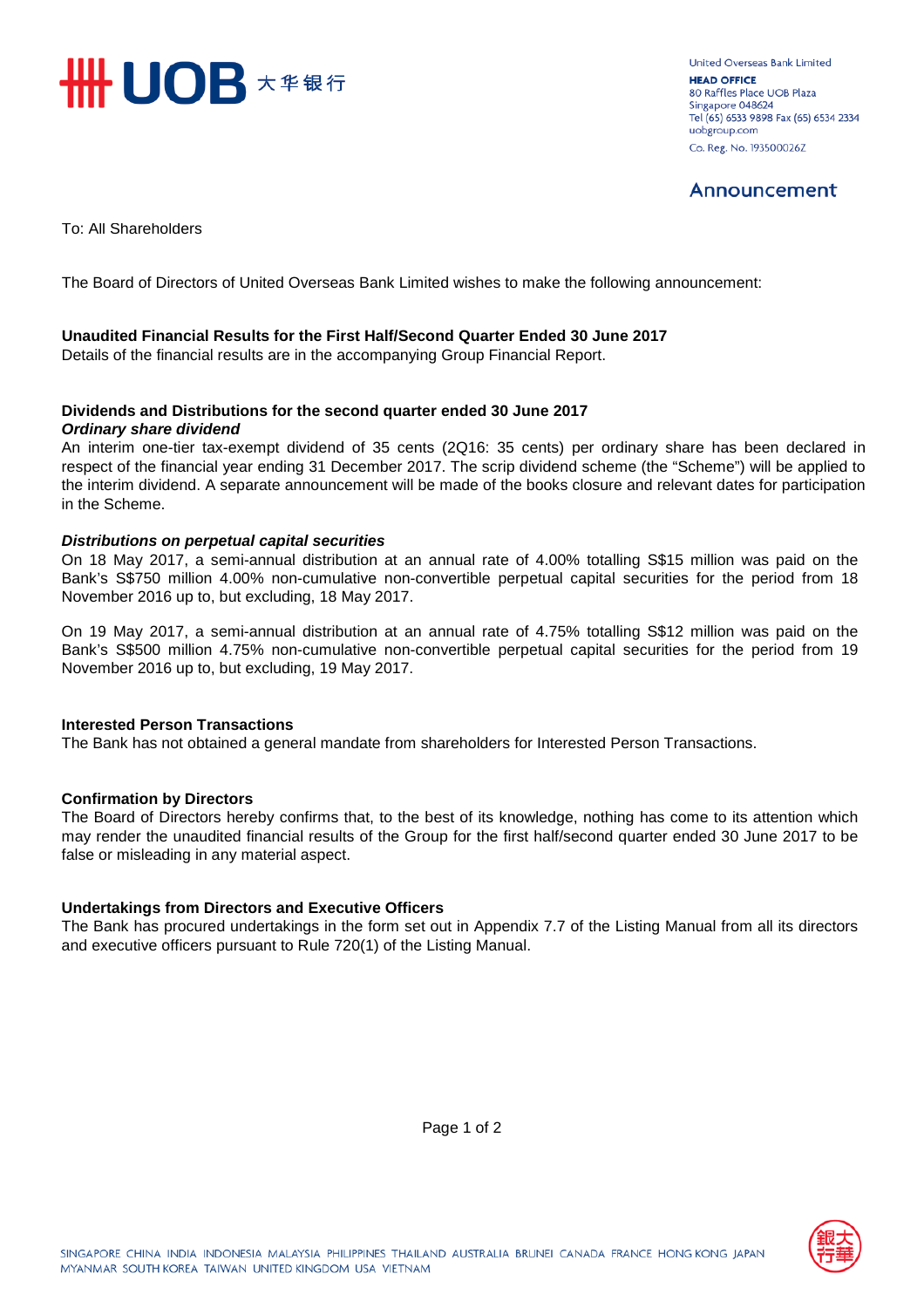United Overseas Bank Limited
**HEAD OFFICE**
80 Raffles Place UOB Plaza
Singapore 048624
Tel (65) 6533 9898 Fax (65) 6534 2334
uobgroup.com
Co. Reg. No. 193500026Z

## Announcement

To: All Shareholders

The Board of Directors of United Overseas Bank Limited wishes to make the following announcement:

**Unaudited Financial Results for the First Half/Second Quarter Ended 30 June 2017**
Details of the financial results are in the accompanying Group Financial Report.

**Dividends and Distributions for the second quarter ended 30 June 2017**
***Ordinary share dividend***
An interim one-tier tax-exempt dividend of 35 cents (2Q16: 35 cents) per ordinary share has been declared in respect of the financial year ending 31 December 2017. The scrip dividend scheme (the "Scheme") will be applied to the interim dividend. A separate announcement will be made of the books closure and relevant dates for participation in the Scheme.

***Distributions on perpetual capital securities***
On 18 May 2017, a semi-annual distribution at an annual rate of 4.00% totalling S$15 million was paid on the Bank's S$750 million 4.00% non-cumulative non-convertible perpetual capital securities for the period from 18 November 2016 up to, but excluding, 18 May 2017.

On 19 May 2017, a semi-annual distribution at an annual rate of 4.75% totalling S$12 million was paid on the Bank's S$500 million 4.75% non-cumulative non-convertible perpetual capital securities for the period from 19 November 2016 up to, but excluding, 19 May 2017.

**Interested Person Transactions**
The Bank has not obtained a general mandate from shareholders for Interested Person Transactions.

**Confirmation by Directors**
The Board of Directors hereby confirms that, to the best of its knowledge, nothing has come to its attention which may render the unaudited financial results of the Group for the first half/second quarter ended 30 June 2017 to be false or misleading in any material aspect.

**Undertakings from Directors and Executive Officers**
The Bank has procured undertakings in the form set out in Appendix 7.7 of the Listing Manual from all its directors and executive officers pursuant to Rule 720(1) of the Listing Manual.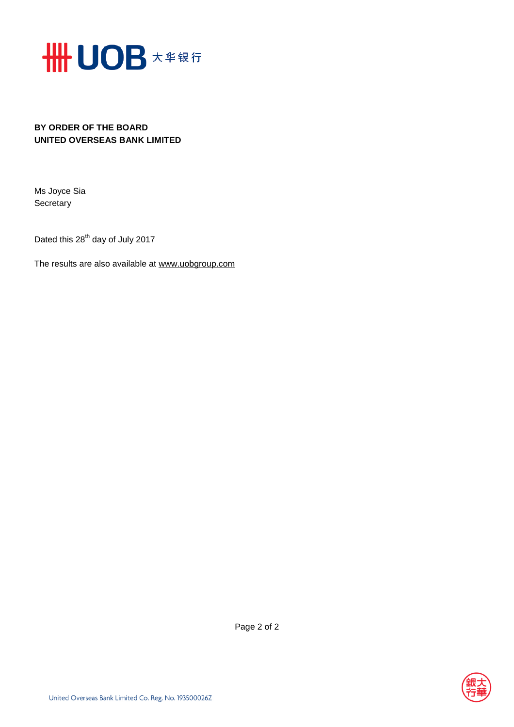**BY ORDER OF THE BOARD**
**UNITED OVERSEAS BANK LIMITED**

Ms Joyce Sia
Secretary

Dated this 28th day of July 2017

The results are also available at www.uobgroup.com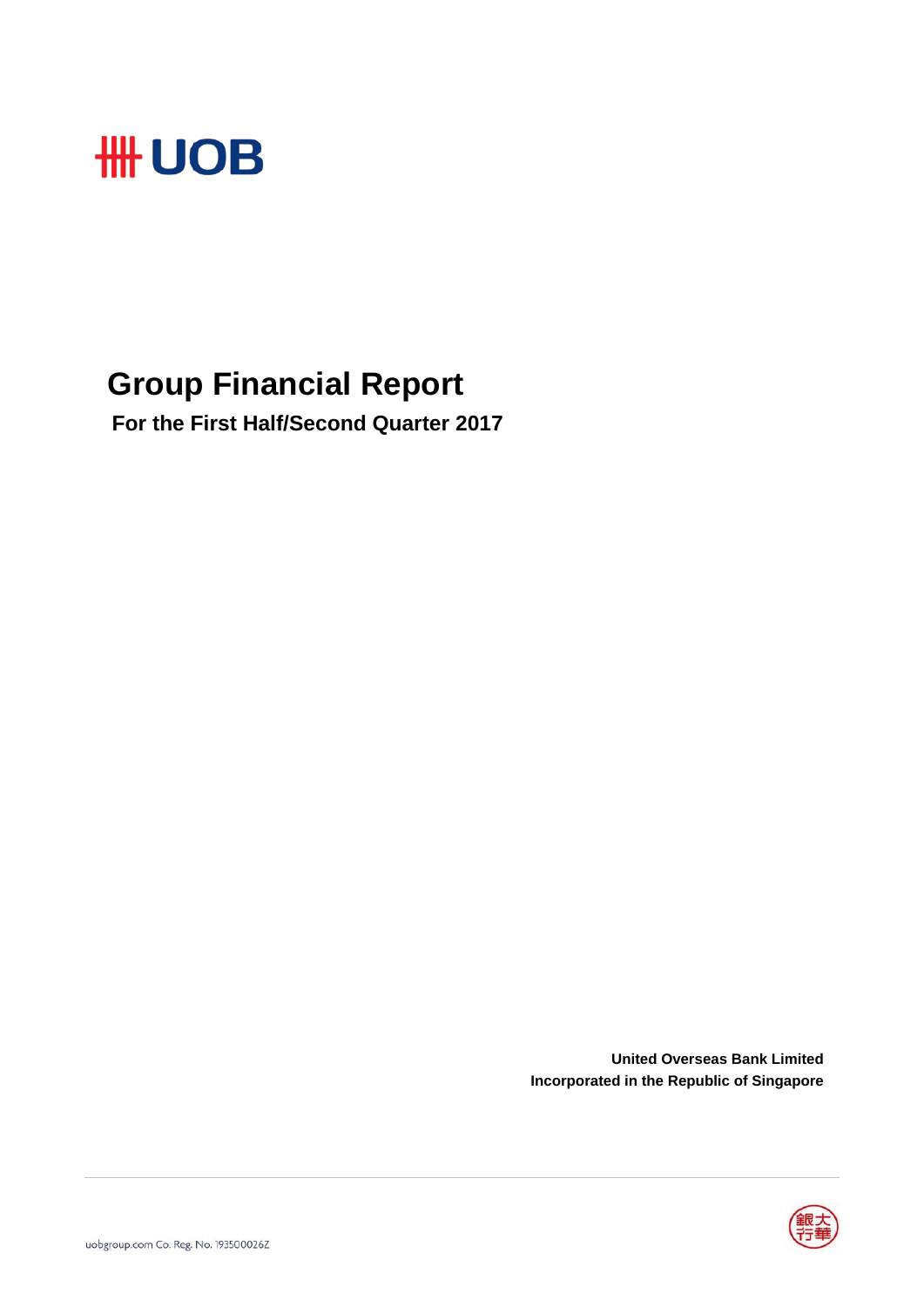# UOB

# Group Financial Report

**For the First Half/Second Quarter 2017**

**United Overseas Bank Limited**
**Incorporated in the Republic of Singapore**

uobgroup.com Co. Reg. No. 193500026Z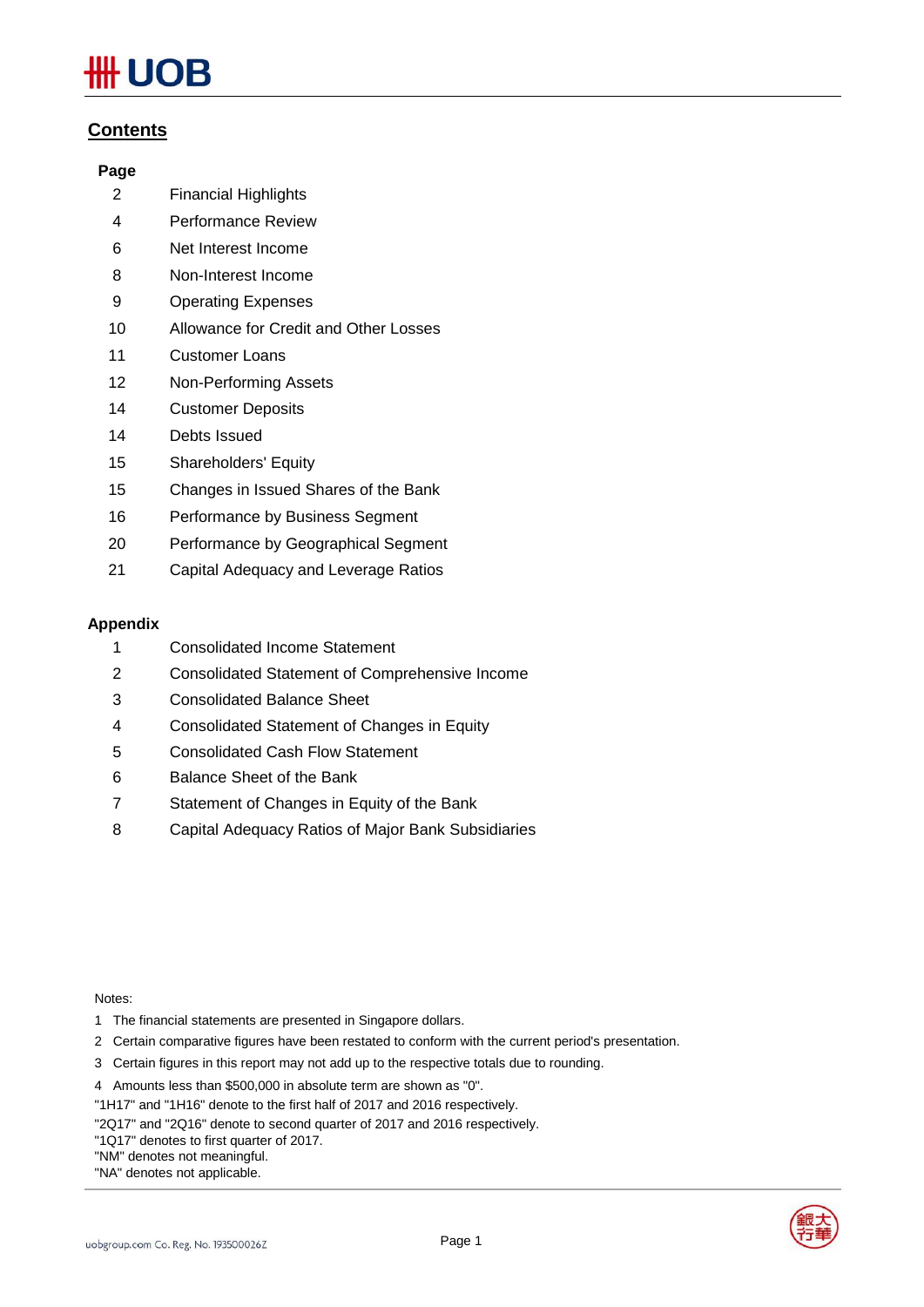## Contents

| Page | |
|---|---|
| 2 | Financial Highlights |
| 4 | Performance Review |
| 6 | Net Interest Income |
| 8 | Non-Interest Income |
| 9 | Operating Expenses |
| 10 | Allowance for Credit and Other Losses |
| 11 | Customer Loans |
| 12 | Non-Performing Assets |
| 14 | Customer Deposits |
| 14 | Debts Issued |
| 15 | Shareholders' Equity |
| 15 | Changes in Issued Shares of the Bank |
| 16 | Performance by Business Segment |
| 20 | Performance by Geographical Segment |
| 21 | Capital Adequacy and Leverage Ratios |

**Appendix**

| | |
|---|---|
| 1 | Consolidated Income Statement |
| 2 | Consolidated Statement of Comprehensive Income |
| 3 | Consolidated Balance Sheet |
| 4 | Consolidated Statement of Changes in Equity |
| 5 | Consolidated Cash Flow Statement |
| 6 | Balance Sheet of the Bank |
| 7 | Statement of Changes in Equity of the Bank |
| 8 | Capital Adequacy Ratios of Major Bank Subsidiaries |

Notes:

1 The financial statements are presented in Singapore dollars.

2 Certain comparative figures have been restated to conform with the current period's presentation.

3 Certain figures in this report may not add up to the respective totals due to rounding.

4 Amounts less than $500,000 in absolute term are shown as "0".

"1H17" and "1H16" denote to the first half of 2017 and 2016 respectively.

"2Q17" and "2Q16" denote to second quarter of 2017 and 2016 respectively.

"1Q17" denotes to first quarter of 2017.

"NM" denotes not meaningful.

"NA" denotes not applicable.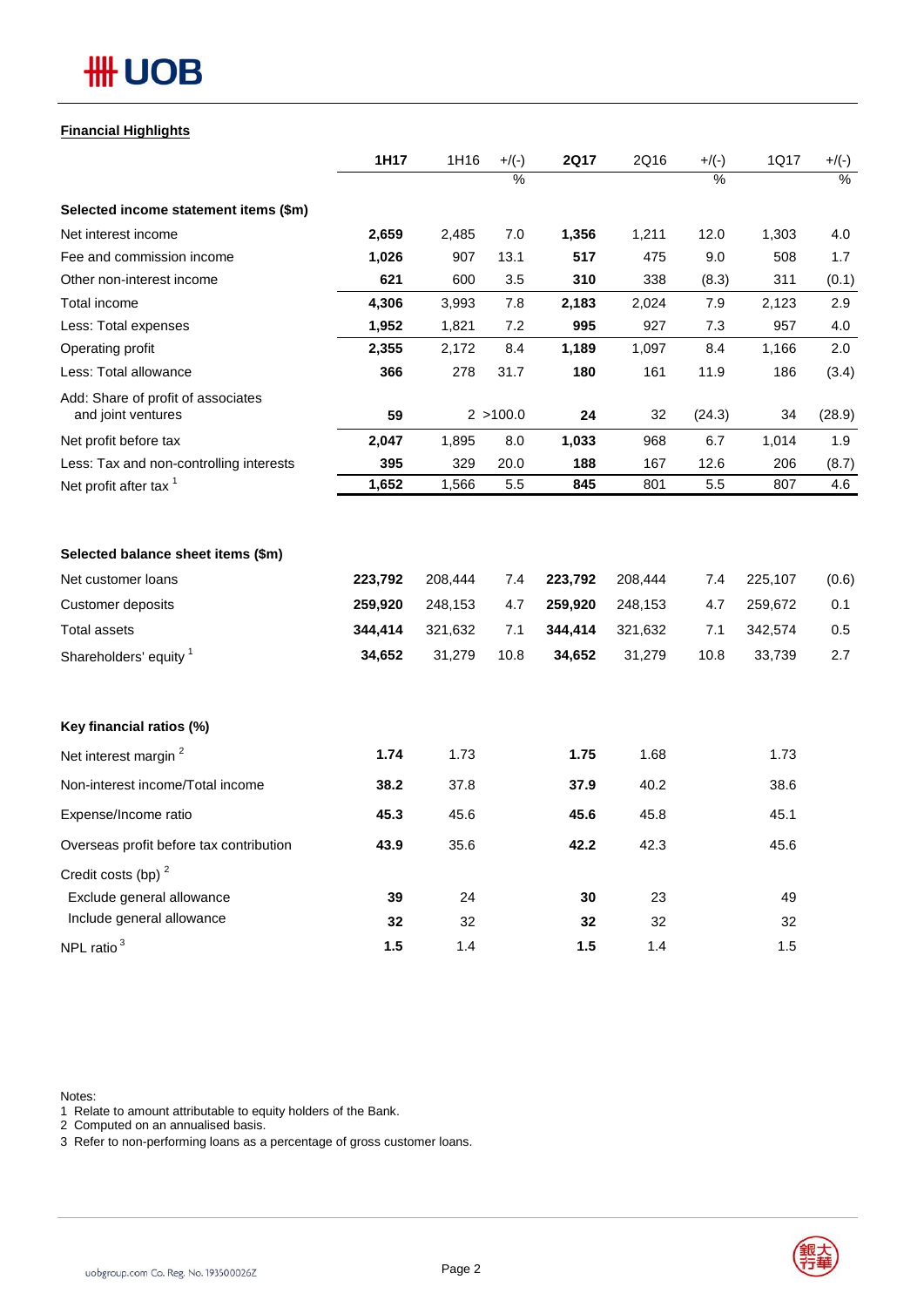## Financial Highlights

| | 1H17 | 1H16 | +/(-) % | 2Q17 | 2Q16 | +/(-) % | 1Q17 | +/(-) % |
|---|---|---|---|---|---|---|---|---|
| **Selected income statement items ($m)** | | | | | | | | |
| Net interest income | **2,659** | 2,485 | 7.0 | **1,356** | 1,211 | 12.0 | 1,303 | 4.0 |
| Fee and commission income | **1,026** | 907 | 13.1 | **517** | 475 | 9.0 | 508 | 1.7 |
| Other non-interest income | **621** | 600 | 3.5 | **310** | 338 | (8.3) | 311 | (0.1) |
| Total income | **4,306** | 3,993 | 7.8 | **2,183** | 2,024 | 7.9 | 2,123 | 2.9 |
| Less: Total expenses | **1,952** | 1,821 | 7.2 | **995** | 927 | 7.3 | 957 | 4.0 |
| Operating profit | **2,355** | 2,172 | 8.4 | **1,189** | 1,097 | 8.4 | 1,166 | 2.0 |
| Less: Total allowance | **366** | 278 | 31.7 | **180** | 161 | 11.9 | 186 | (3.4) |
| Add: Share of profit of associates and joint ventures | **59** | 2 | >100.0 | **24** | 32 | (24.3) | 34 | (28.9) |
| Net profit before tax | **2,047** | 1,895 | 8.0 | **1,033** | 968 | 6.7 | 1,014 | 1.9 |
| Less: Tax and non-controlling interests | **395** | 329 | 20.0 | **188** | 167 | 12.6 | 206 | (8.7) |
| Net profit after tax [1] | **1,652** | 1,566 | 5.5 | **845** | 801 | 5.5 | 807 | 4.6 |
| | | | | | | | | |
| **Selected balance sheet items ($m)** | | | | | | | | |
| Net customer loans | **223,792** | 208,444 | 7.4 | **223,792** | 208,444 | 7.4 | 225,107 | (0.6) |
| Customer deposits | **259,920** | 248,153 | 4.7 | **259,920** | 248,153 | 4.7 | 259,672 | 0.1 |
| Total assets | **344,414** | 321,632 | 7.1 | **344,414** | 321,632 | 7.1 | 342,574 | 0.5 |
| Shareholders' equity [1] | **34,652** | 31,279 | 10.8 | **34,652** | 31,279 | 10.8 | 33,739 | 2.7 |
| | | | | | | | | |
| **Key financial ratios (%)** | | | | | | | | |
| Net interest margin [2] | **1.74** | 1.73 | | **1.75** | 1.68 | | 1.73 | |
| Non-interest income/Total income | **38.2** | 37.8 | | **37.9** | 40.2 | | 38.6 | |
| Expense/Income ratio | **45.3** | 45.6 | | **45.6** | 45.8 | | 45.1 | |
| Overseas profit before tax contribution | **43.9** | 35.6 | | **42.2** | 42.3 | | 45.6 | |
| Credit costs (bp) [2] | | | | | | | | |
| Exclude general allowance | **39** | 24 | | **30** | 23 | | 49 | |
| Include general allowance | **32** | 32 | | **32** | 32 | | 32 | |
| NPL ratio [3] | **1.5** | 1.4 | | **1.5** | 1.4 | | 1.5 | |

Notes:
1 Relate to amount attributable to equity holders of the Bank.
2 Computed on an annualised basis.
3 Refer to non-performing loans as a percentage of gross customer loans.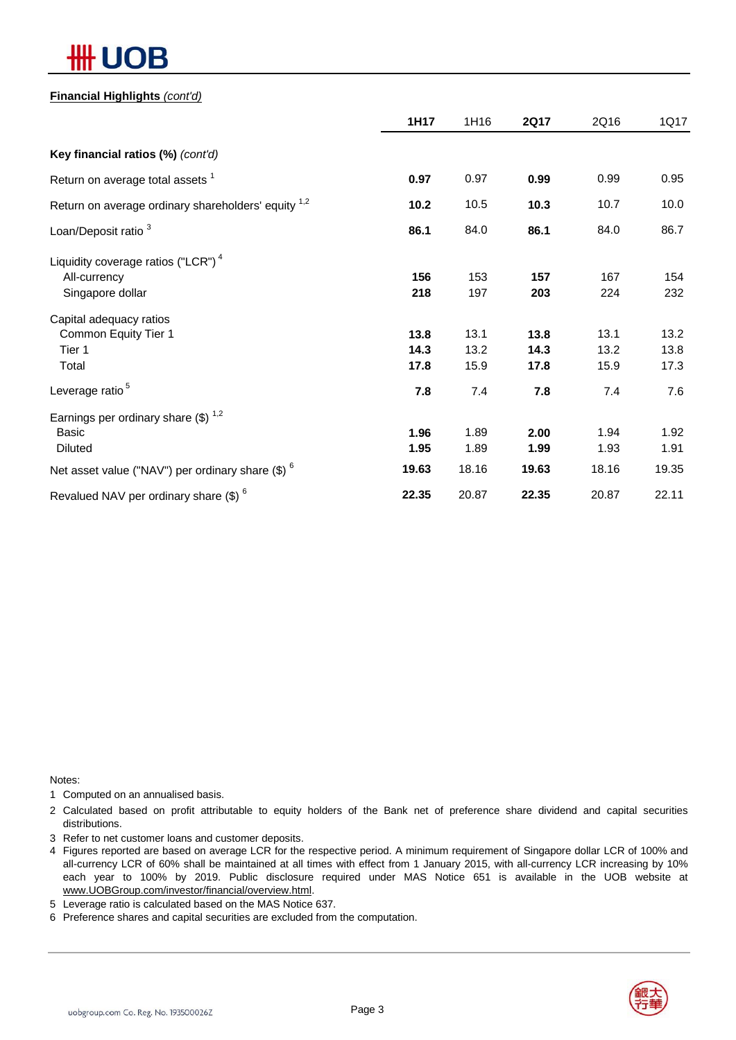**Financial Highlights** *(cont'd)*

| | 1H17 | 1H16 | 2Q17 | 2Q16 | 1Q17 |
|---|---|---|---|---|---|
| **Key financial ratios (%)** *(cont'd)* | | | | | |
| Return on average total assets [1] | **0.97** | 0.97 | **0.99** | 0.99 | 0.95 |
| Return on average ordinary shareholders' equity [1,2] | **10.2** | 10.5 | **10.3** | 10.7 | 10.0 |
| Loan/Deposit ratio [3] | **86.1** | 84.0 | **86.1** | 84.0 | 86.7 |
| Liquidity coverage ratios ("LCR") [4] | | | | | |
| All-currency | **156** | 153 | **157** | 167 | 154 |
| Singapore dollar | **218** | 197 | **203** | 224 | 232 |
| Capital adequacy ratios | | | | | |
| Common Equity Tier 1 | **13.8** | 13.1 | **13.8** | 13.1 | 13.2 |
| Tier 1 | **14.3** | 13.2 | **14.3** | 13.2 | 13.8 |
| Total | **17.8** | 15.9 | **17.8** | 15.9 | 17.3 |
| Leverage ratio [5] | **7.8** | 7.4 | **7.8** | 7.4 | 7.6 |
| Earnings per ordinary share ($) [1,2] | | | | | |
| Basic | **1.96** | 1.89 | **2.00** | 1.94 | 1.92 |
| Diluted | **1.95** | 1.89 | **1.99** | 1.93 | 1.91 |
| Net asset value ("NAV") per ordinary share ($) [6] | **19.63** | 18.16 | **19.63** | 18.16 | 19.35 |
| Revalued NAV per ordinary share ($) [6] | **22.35** | 20.87 | **22.35** | 20.87 | 22.11 |

Notes:

1. Computed on an annualised basis.
2. Calculated based on profit attributable to equity holders of the Bank net of preference share dividend and capital securities distributions.
3. Refer to net customer loans and customer deposits.
4. Figures reported are based on average LCR for the respective period. A minimum requirement of Singapore dollar LCR of 100% and all-currency LCR of 60% shall be maintained at all times with effect from 1 January 2015, with all-currency LCR increasing by 10% each year to 100% by 2019. Public disclosure required under MAS Notice 651 is available in the UOB website at www.UOBGroup.com/investor/financial/overview.html.
5. Leverage ratio is calculated based on the MAS Notice 637.
6. Preference shares and capital securities are excluded from the computation.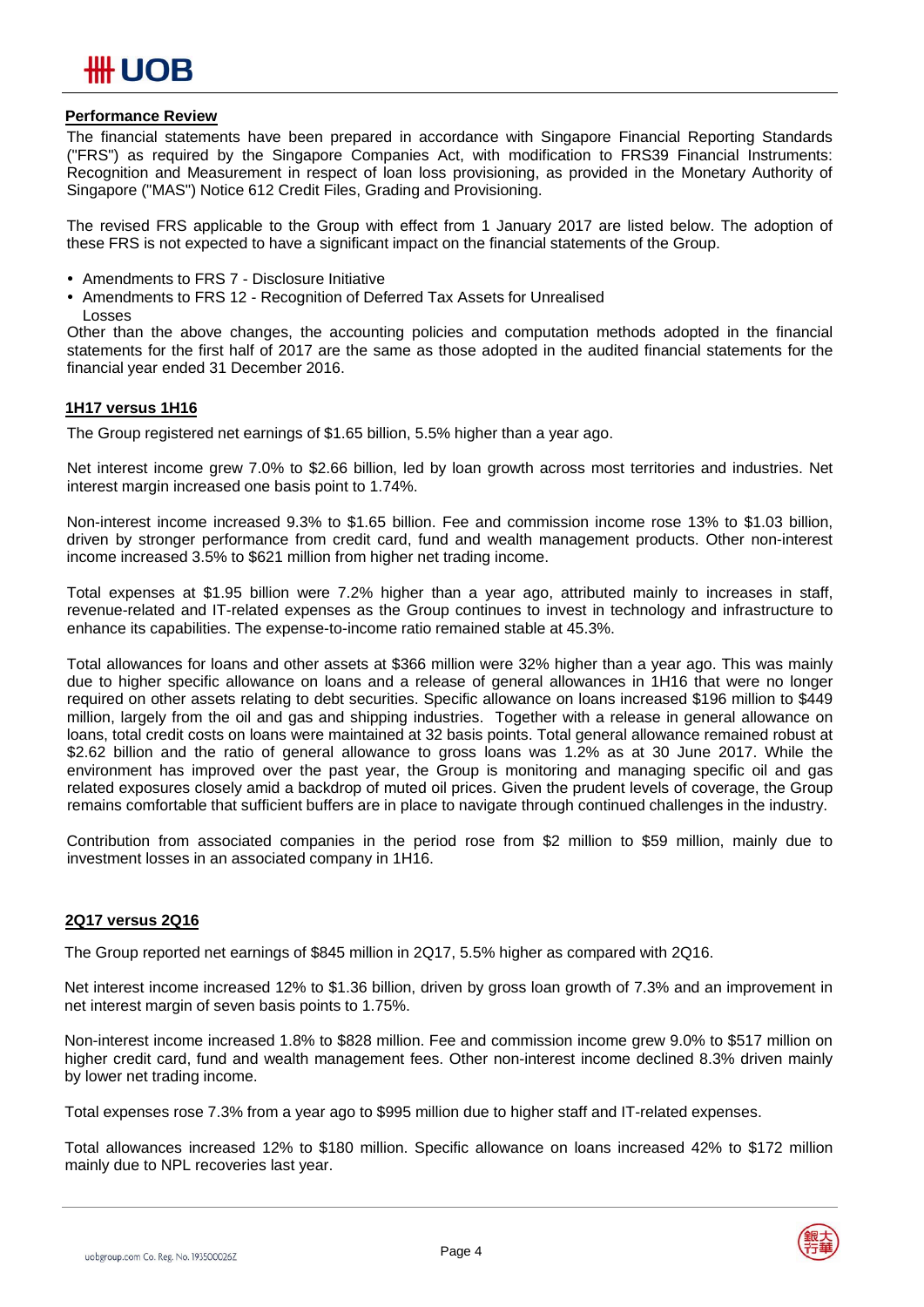## Performance Review

The financial statements have been prepared in accordance with Singapore Financial Reporting Standards ("FRS") as required by the Singapore Companies Act, with modification to FRS39 Financial Instruments: Recognition and Measurement in respect of loan loss provisioning, as provided in the Monetary Authority of Singapore ("MAS") Notice 612 Credit Files, Grading and Provisioning.

The revised FRS applicable to the Group with effect from 1 January 2017 are listed below. The adoption of these FRS is not expected to have a significant impact on the financial statements of the Group.

- Amendments to FRS 7 - Disclosure Initiative
- Amendments to FRS 12 - Recognition of Deferred Tax Assets for Unrealised Losses

Other than the above changes, the accounting policies and computation methods adopted in the financial statements for the first half of 2017 are the same as those adopted in the audited financial statements for the financial year ended 31 December 2016.

### 1H17 versus 1H16

The Group registered net earnings of $1.65 billion, 5.5% higher than a year ago.

Net interest income grew 7.0% to $2.66 billion, led by loan growth across most territories and industries. Net interest margin increased one basis point to 1.74%.

Non-interest income increased 9.3% to $1.65 billion. Fee and commission income rose 13% to $1.03 billion, driven by stronger performance from credit card, fund and wealth management products. Other non-interest income increased 3.5% to $621 million from higher net trading income.

Total expenses at $1.95 billion were 7.2% higher than a year ago, attributed mainly to increases in staff, revenue-related and IT-related expenses as the Group continues to invest in technology and infrastructure to enhance its capabilities. The expense-to-income ratio remained stable at 45.3%.

Total allowances for loans and other assets at $366 million were 32% higher than a year ago. This was mainly due to higher specific allowance on loans and a release of general allowances in 1H16 that were no longer required on other assets relating to debt securities. Specific allowance on loans increased $196 million to $449 million, largely from the oil and gas and shipping industries. Together with a release in general allowance on loans, total credit costs on loans were maintained at 32 basis points. Total general allowance remained robust at $2.62 billion and the ratio of general allowance to gross loans was 1.2% as at 30 June 2017. While the environment has improved over the past year, the Group is monitoring and managing specific oil and gas related exposures closely amid a backdrop of muted oil prices. Given the prudent levels of coverage, the Group remains comfortable that sufficient buffers are in place to navigate through continued challenges in the industry.

Contribution from associated companies in the period rose from $2 million to $59 million, mainly due to investment losses in an associated company in 1H16.

### 2Q17 versus 2Q16

The Group reported net earnings of $845 million in 2Q17, 5.5% higher as compared with 2Q16.

Net interest income increased 12% to $1.36 billion, driven by gross loan growth of 7.3% and an improvement in net interest margin of seven basis points to 1.75%.

Non-interest income increased 1.8% to $828 million. Fee and commission income grew 9.0% to $517 million on higher credit card, fund and wealth management fees. Other non-interest income declined 8.3% driven mainly by lower net trading income.

Total expenses rose 7.3% from a year ago to $995 million due to higher staff and IT-related expenses.

Total allowances increased 12% to $180 million. Specific allowance on loans increased 42% to $172 million mainly due to NPL recoveries last year.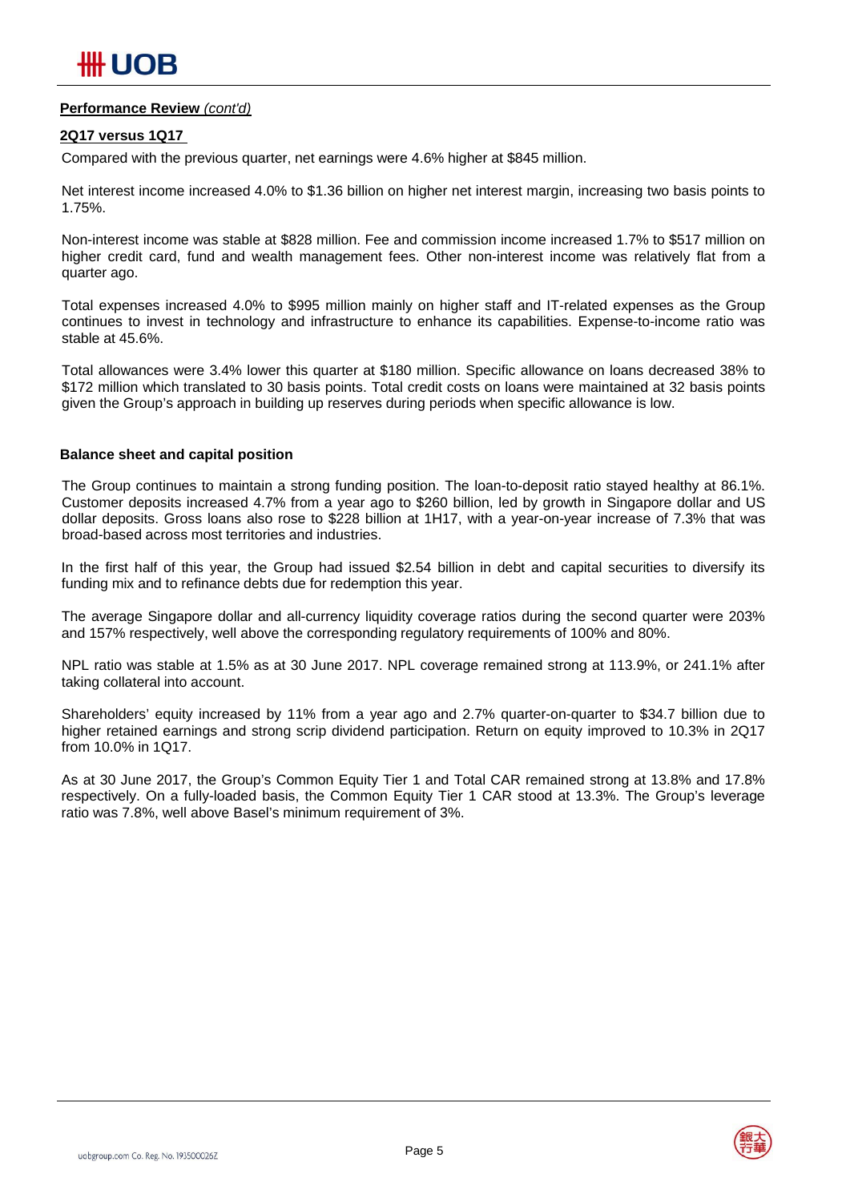**Performance Review** *(cont'd)*

**2Q17 versus 1Q17**

Compared with the previous quarter, net earnings were 4.6% higher at $845 million.

Net interest income increased 4.0% to $1.36 billion on higher net interest margin, increasing two basis points to 1.75%.

Non-interest income was stable at $828 million. Fee and commission income increased 1.7% to $517 million on higher credit card, fund and wealth management fees. Other non-interest income was relatively flat from a quarter ago.

Total expenses increased 4.0% to $995 million mainly on higher staff and IT-related expenses as the Group continues to invest in technology and infrastructure to enhance its capabilities. Expense-to-income ratio was stable at 45.6%.

Total allowances were 3.4% lower this quarter at $180 million. Specific allowance on loans decreased 38% to $172 million which translated to 30 basis points. Total credit costs on loans were maintained at 32 basis points given the Group's approach in building up reserves during periods when specific allowance is low.

**Balance sheet and capital position**

The Group continues to maintain a strong funding position. The loan-to-deposit ratio stayed healthy at 86.1%. Customer deposits increased 4.7% from a year ago to $260 billion, led by growth in Singapore dollar and US dollar deposits. Gross loans also rose to $228 billion at 1H17, with a year-on-year increase of 7.3% that was broad-based across most territories and industries.

In the first half of this year, the Group had issued $2.54 billion in debt and capital securities to diversify its funding mix and to refinance debts due for redemption this year.

The average Singapore dollar and all-currency liquidity coverage ratios during the second quarter were 203% and 157% respectively, well above the corresponding regulatory requirements of 100% and 80%.

NPL ratio was stable at 1.5% as at 30 June 2017. NPL coverage remained strong at 113.9%, or 241.1% after taking collateral into account.

Shareholders' equity increased by 11% from a year ago and 2.7% quarter-on-quarter to $34.7 billion due to higher retained earnings and strong scrip dividend participation. Return on equity improved to 10.3% in 2Q17 from 10.0% in 1Q17.

As at 30 June 2017, the Group's Common Equity Tier 1 and Total CAR remained strong at 13.8% and 17.8% respectively. On a fully-loaded basis, the Common Equity Tier 1 CAR stood at 13.3%. The Group's leverage ratio was 7.8%, well above Basel's minimum requirement of 3%.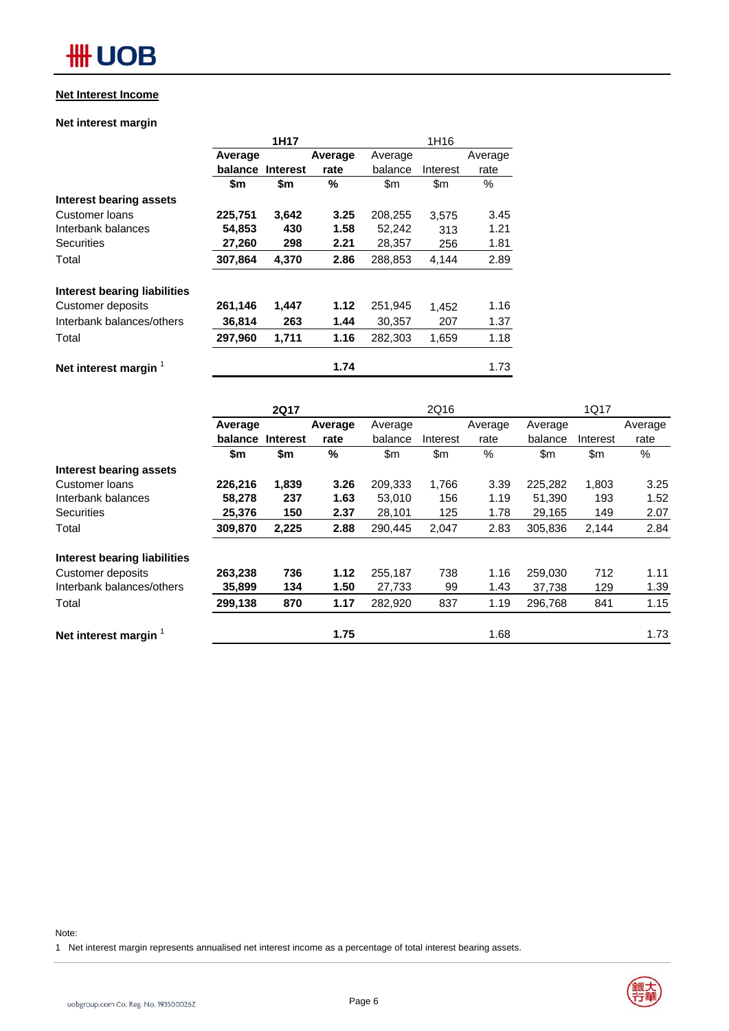## Net Interest Income

### Net interest margin

| | 1H17 | | | 1H16 | | |
|---|---|---|---|---|---|---|
| | **Average balance** | **Interest** | **Average rate** | Average balance | Interest | Average rate |
| | **$m** | **$m** | **%** | $m | $m | % |
| **Interest bearing assets** | | | | | | |
| Customer loans | **225,751** | **3,642** | **3.25** | 208,255 | 3,575 | 3.45 |
| Interbank balances | **54,853** | **430** | **1.58** | 52,242 | 313 | 1.21 |
| Securities | **27,260** | **298** | **2.21** | 28,357 | 256 | 1.81 |
| Total | **307,864** | **4,370** | **2.86** | 288,853 | 4,144 | 2.89 |
| **Interest bearing liabilities** | | | | | | |
| Customer deposits | **261,146** | **1,447** | **1.12** | 251,945 | 1,452 | 1.16 |
| Interbank balances/others | **36,814** | **263** | **1.44** | 30,357 | 207 | 1.37 |
| Total | **297,960** | **1,711** | **1.16** | 282,303 | 1,659 | 1.18 |
| **Net interest margin** [1] | | | **1.74** | | | 1.73 |

| | 2Q17 | | | 2Q16 | | | 1Q17 | | |
|---|---|---|---|---|---|---|---|---|---|
| | **Average balance** | **Interest** | **Average rate** | Average balance | Interest | Average rate | Average balance | Interest | Average rate |
| | **$m** | **$m** | **%** | $m | $m | % | $m | $m | % |
| **Interest bearing assets** | | | | | | | | | |
| Customer loans | **226,216** | **1,839** | **3.26** | 209,333 | 1,766 | 3.39 | 225,282 | 1,803 | 3.25 |
| Interbank balances | **58,278** | **237** | **1.63** | 53,010 | 156 | 1.19 | 51,390 | 193 | 1.52 |
| Securities | **25,376** | **150** | **2.37** | 28,101 | 125 | 1.78 | 29,165 | 149 | 2.07 |
| Total | **309,870** | **2,225** | **2.88** | 290,445 | 2,047 | 2.83 | 305,836 | 2,144 | 2.84 |
| **Interest bearing liabilities** | | | | | | | | | |
| Customer deposits | **263,238** | **736** | **1.12** | 255,187 | 738 | 1.16 | 259,030 | 712 | 1.11 |
| Interbank balances/others | **35,899** | **134** | **1.50** | 27,733 | 99 | 1.43 | 37,738 | 129 | 1.39 |
| Total | **299,138** | **870** | **1.17** | 282,920 | 837 | 1.19 | 296,768 | 841 | 1.15 |
| **Net interest margin** [1] | | | **1.75** | | | 1.68 | | | 1.73 |

Note:

1 Net interest margin represents annualised net interest income as a percentage of total interest bearing assets.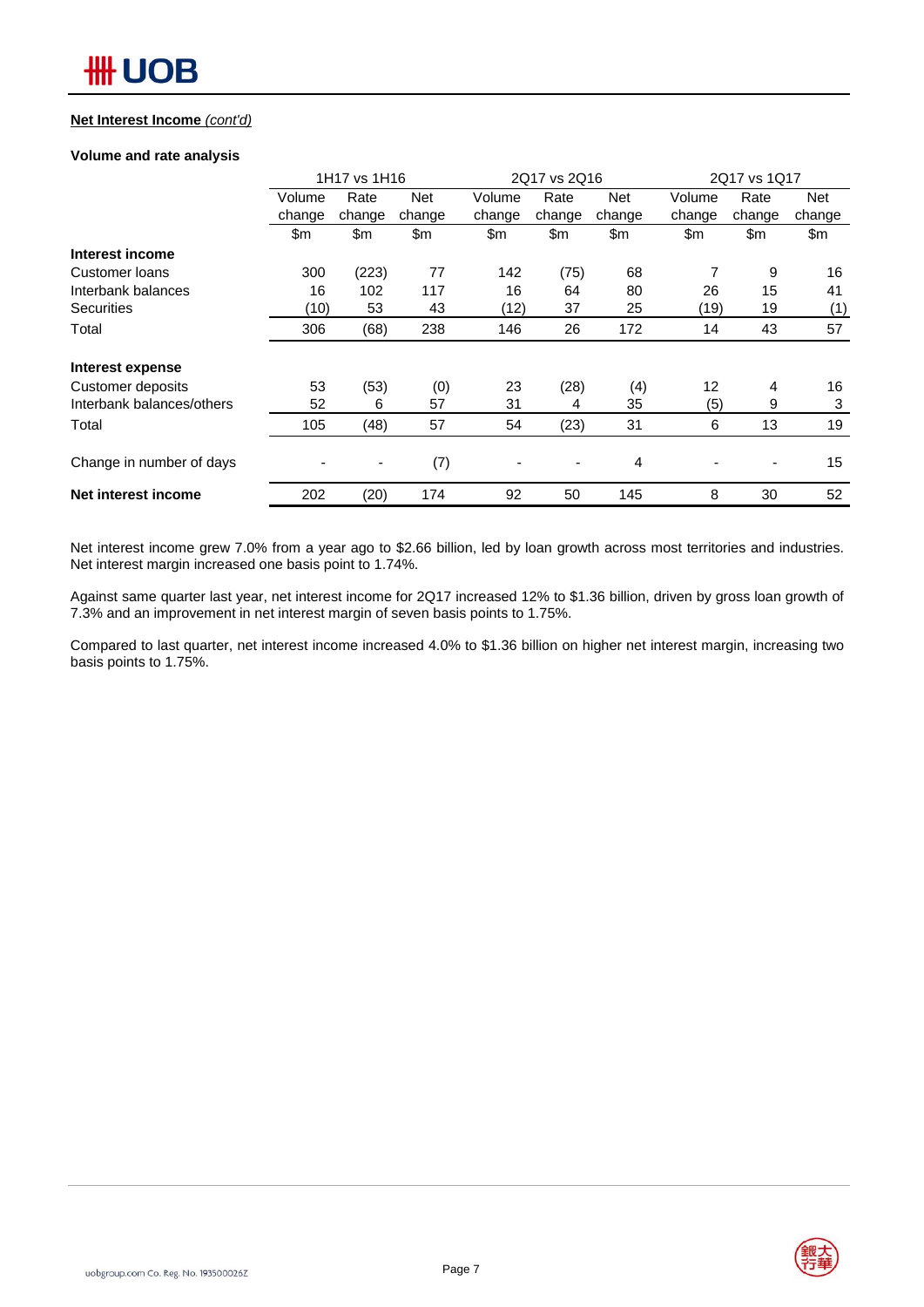**Net Interest Income** *(cont'd)*

**Volume and rate analysis**

| | 1H17 vs 1H16 | | | 2Q17 vs 2Q16 | | | 2Q17 vs 1Q17 | | |
|---|---|---|---|---|---|---|---|---|---|
| | Volume change | Rate change | Net change | Volume change | Rate change | Net change | Volume change | Rate change | Net change |
| | $m | $m | $m | $m | $m | $m | $m | $m | $m |
| **Interest income** | | | | | | | | | |
| Customer loans | 300 | (223) | 77 | 142 | (75) | 68 | 7 | 9 | 16 |
| Interbank balances | 16 | 102 | 117 | 16 | 64 | 80 | 26 | 15 | 41 |
| Securities | (10) | 53 | 43 | (12) | 37 | 25 | (19) | 19 | (1) |
| Total | 306 | (68) | 238 | 146 | 26 | 172 | 14 | 43 | 57 |
| **Interest expense** | | | | | | | | | |
| Customer deposits | 53 | (53) | (0) | 23 | (28) | (4) | 12 | 4 | 16 |
| Interbank balances/others | 52 | 6 | 57 | 31 | 4 | 35 | (5) | 9 | 3 |
| Total | 105 | (48) | 57 | 54 | (23) | 31 | 6 | 13 | 19 |
| Change in number of days | - | - | (7) | - | - | 4 | - | - | 15 |
| **Net interest income** | 202 | (20) | 174 | 92 | 50 | 145 | 8 | 30 | 52 |

Net interest income grew 7.0% from a year ago to $2.66 billion, led by loan growth across most territories and industries. Net interest margin increased one basis point to 1.74%.

Against same quarter last year, net interest income for 2Q17 increased 12% to $1.36 billion, driven by gross loan growth of 7.3% and an improvement in net interest margin of seven basis points to 1.75%.

Compared to last quarter, net interest income increased 4.0% to $1.36 billion on higher net interest margin, increasing two basis points to 1.75%.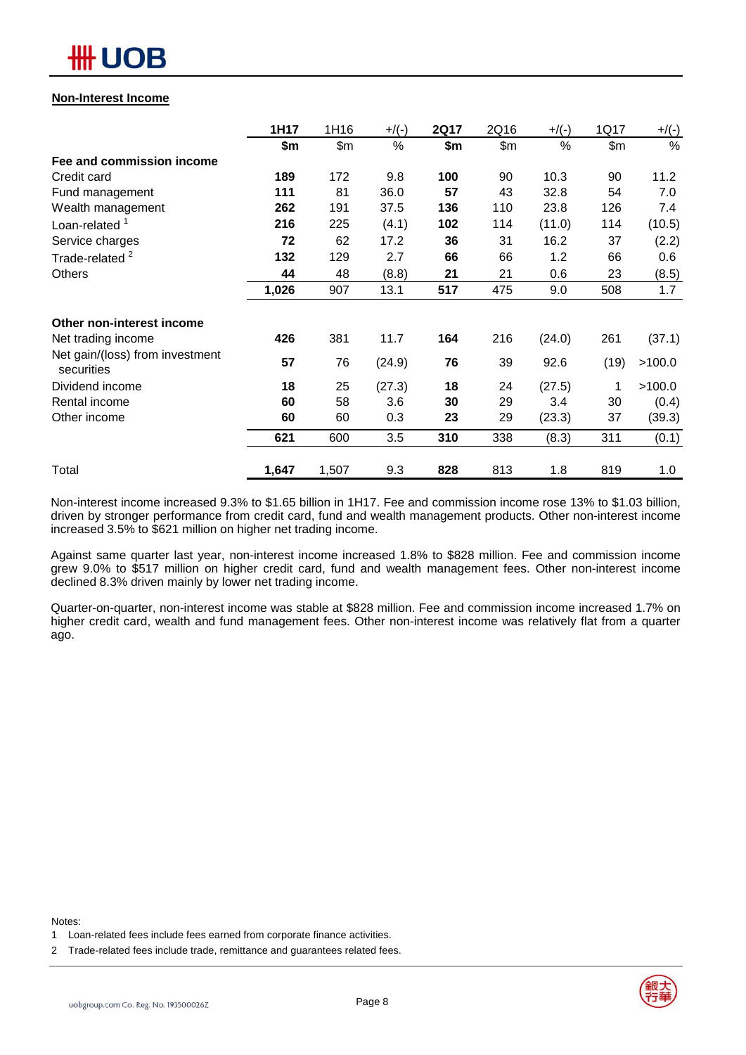**Non-Interest Income**

| | 1H17 | 1H16 | +/(-) | 2Q17 | 2Q16 | +/(-) | 1Q17 | +/(-) |
|---|---|---|---|---|---|---|---|---|
| | $m | $m | % | $m | $m | % | $m | % |
| **Fee and commission income** | | | | | | | | |
| Credit card | **189** | 172 | 9.8 | **100** | 90 | 10.3 | 90 | 11.2 |
| Fund management | **111** | 81 | 36.0 | **57** | 43 | 32.8 | 54 | 7.0 |
| Wealth management | **262** | 191 | 37.5 | **136** | 110 | 23.8 | 126 | 7.4 |
| Loan-related [1] | **216** | 225 | (4.1) | **102** | 114 | (11.0) | 114 | (10.5) |
| Service charges | **72** | 62 | 17.2 | **36** | 31 | 16.2 | 37 | (2.2) |
| Trade-related [2] | **132** | 129 | 2.7 | **66** | 66 | 1.2 | 66 | 0.6 |
| Others | **44** | 48 | (8.8) | **21** | 21 | 0.6 | 23 | (8.5) |
| | **1,026** | 907 | 13.1 | **517** | 475 | 9.0 | 508 | 1.7 |
| **Other non-interest income** | | | | | | | | |
| Net trading income | **426** | 381 | 11.7 | **164** | 216 | (24.0) | 261 | (37.1) |
| Net gain/(loss) from investment securities | **57** | 76 | (24.9) | **76** | 39 | 92.6 | (19) | >100.0 |
| Dividend income | **18** | 25 | (27.3) | **18** | 24 | (27.5) | 1 | >100.0 |
| Rental income | **60** | 58 | 3.6 | **30** | 29 | 3.4 | 30 | (0.4) |
| Other income | **60** | 60 | 0.3 | **23** | 29 | (23.3) | 37 | (39.3) |
| | **621** | 600 | 3.5 | **310** | 338 | (8.3) | 311 | (0.1) |
| Total | **1,647** | 1,507 | 9.3 | **828** | 813 | 1.8 | 819 | 1.0 |

Non-interest income increased 9.3% to $1.65 billion in 1H17. Fee and commission income rose 13% to $1.03 billion, driven by stronger performance from credit card, fund and wealth management products. Other non-interest income increased 3.5% to $621 million on higher net trading income.

Against same quarter last year, non-interest income increased 1.8% to $828 million. Fee and commission income grew 9.0% to $517 million on higher credit card, fund and wealth management fees. Other non-interest income declined 8.3% driven mainly by lower net trading income.

Quarter-on-quarter, non-interest income was stable at $828 million. Fee and commission income increased 1.7% on higher credit card, wealth and fund management fees. Other non-interest income was relatively flat from a quarter ago.

Notes:

1 Loan-related fees include fees earned from corporate finance activities.

2 Trade-related fees include trade, remittance and guarantees related fees.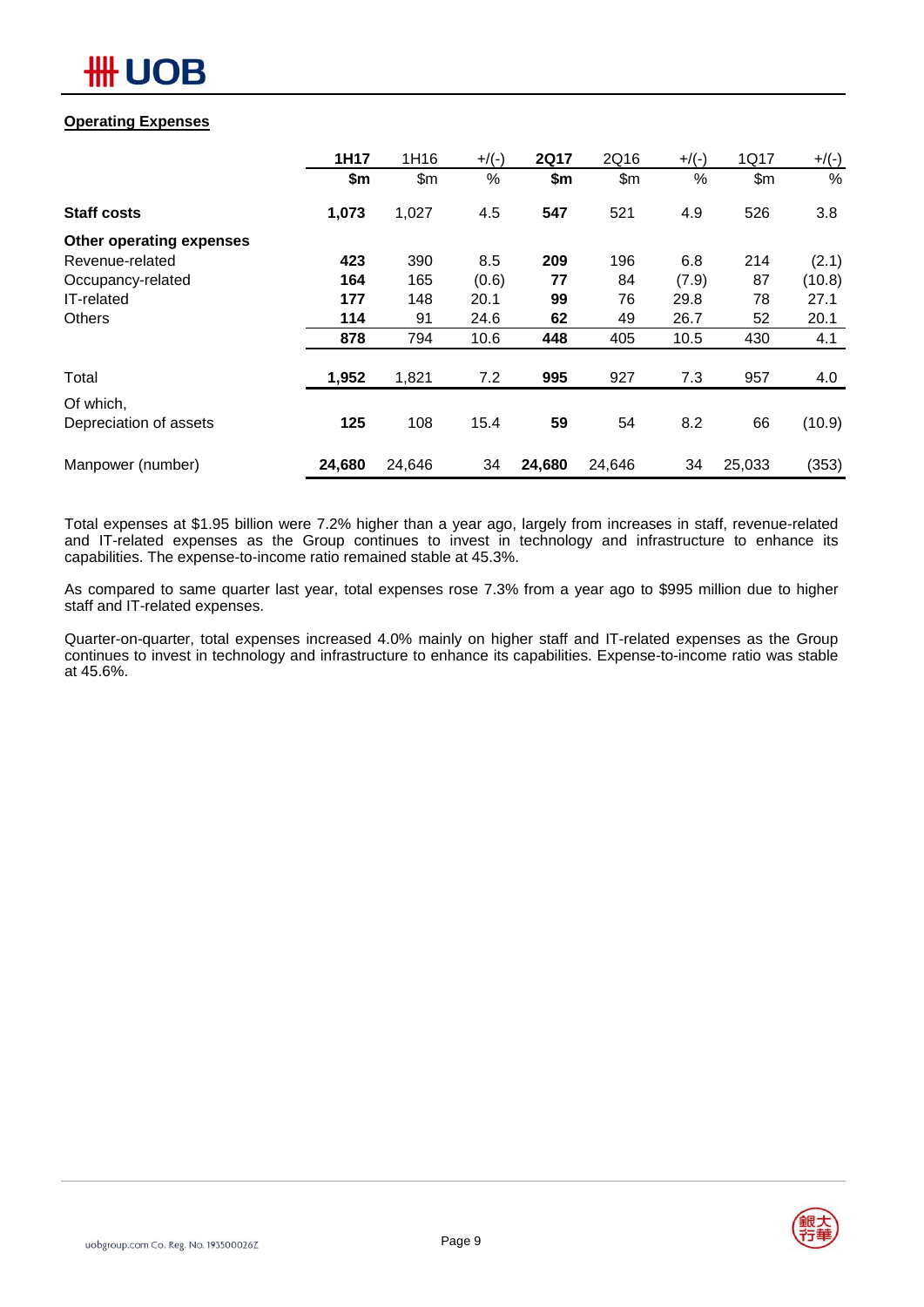## Operating Expenses

| | 1H17 | 1H16 | +/(-) | 2Q17 | 2Q16 | +/(-) | 1Q17 | +/(-) |
|---|---|---|---|---|---|---|---|---|
| | **$m** | $m | % | **$m** | $m | % | $m | % |
| **Staff costs** | **1,073** | 1,027 | 4.5 | **547** | 521 | 4.9 | 526 | 3.8 |
| **Other operating expenses** | | | | | | | | |
| Revenue-related | **423** | 390 | 8.5 | **209** | 196 | 6.8 | 214 | (2.1) |
| Occupancy-related | **164** | 165 | (0.6) | **77** | 84 | (7.9) | 87 | (10.8) |
| IT-related | **177** | 148 | 20.1 | **99** | 76 | 29.8 | 78 | 27.1 |
| Others | **114** | 91 | 24.6 | **62** | 49 | 26.7 | 52 | 20.1 |
| | **878** | 794 | 10.6 | **448** | 405 | 10.5 | 430 | 4.1 |
| Total | **1,952** | 1,821 | 7.2 | **995** | 927 | 7.3 | 957 | 4.0 |
| Of which, Depreciation of assets | **125** | 108 | 15.4 | **59** | 54 | 8.2 | 66 | (10.9) |
| Manpower (number) | **24,680** | 24,646 | 34 | **24,680** | 24,646 | 34 | 25,033 | (353) |

Total expenses at $1.95 billion were 7.2% higher than a year ago, largely from increases in staff, revenue-related and IT-related expenses as the Group continues to invest in technology and infrastructure to enhance its capabilities. The expense-to-income ratio remained stable at 45.3%.

As compared to same quarter last year, total expenses rose 7.3% from a year ago to $995 million due to higher staff and IT-related expenses.

Quarter-on-quarter, total expenses increased 4.0% mainly on higher staff and IT-related expenses as the Group continues to invest in technology and infrastructure to enhance its capabilities. Expense-to-income ratio was stable at 45.6%.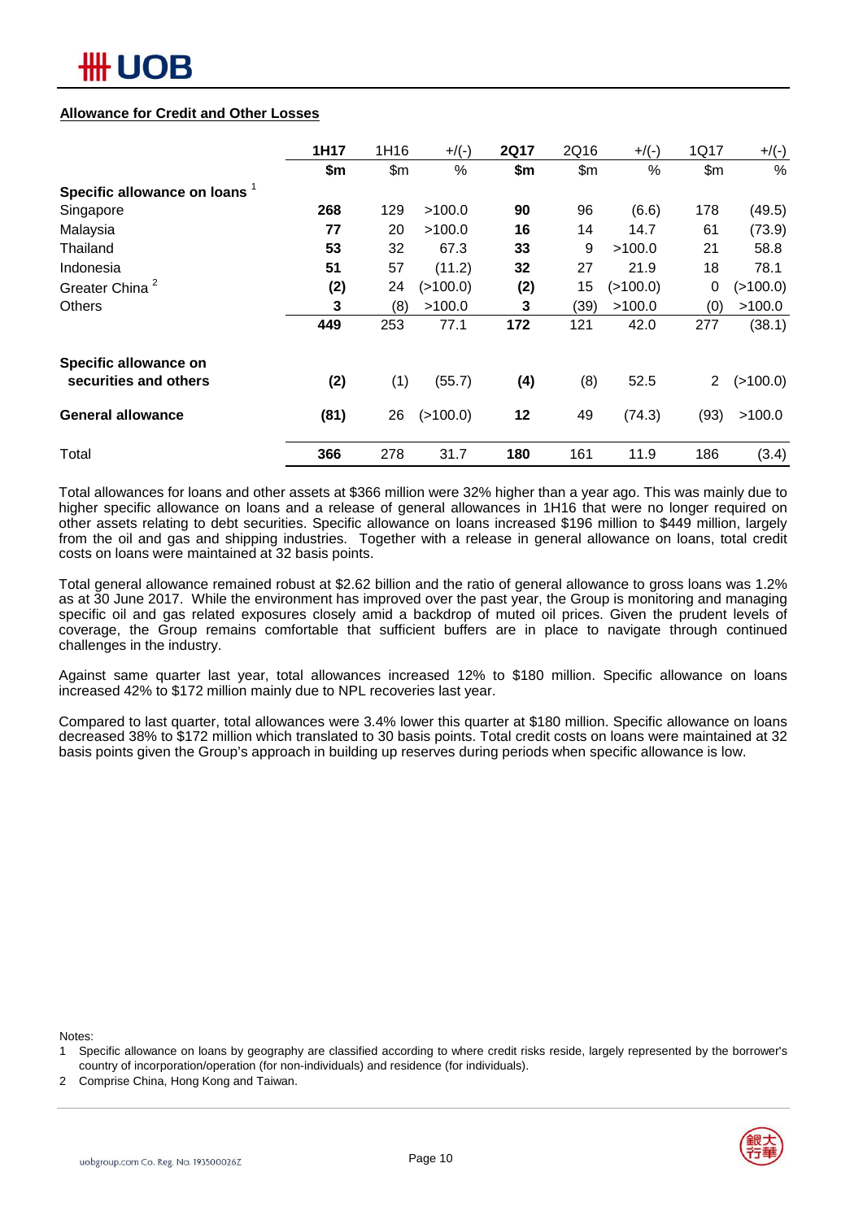**Allowance for Credit and Other Losses**

| | 1H17 | 1H16 | +/(-) | 2Q17 | 2Q16 | +/(-) | 1Q17 | +/(-) |
|---|---|---|---|---|---|---|---|---|
| | $m | $m | % | $m | $m | % | $m | % |
| **Specific allowance on loans** [1] | | | | | | | | |
| Singapore | **268** | 129 | >100.0 | **90** | 96 | (6.6) | 178 | (49.5) |
| Malaysia | **77** | 20 | >100.0 | **16** | 14 | 14.7 | 61 | (73.9) |
| Thailand | **53** | 32 | 67.3 | **33** | 9 | >100.0 | 21 | 58.8 |
| Indonesia | **51** | 57 | (11.2) | **32** | 27 | 21.9 | 18 | 78.1 |
| Greater China [2] | **(2)** | 24 | (>100.0) | **(2)** | 15 | (>100.0) | 0 | (>100.0) |
| Others | **3** | (8) | >100.0 | **3** | (39) | >100.0 | (0) | >100.0 |
| | **449** | 253 | 77.1 | **172** | 121 | 42.0 | 277 | (38.1) |
| **Specific allowance on securities and others** | **(2)** | (1) | (55.7) | **(4)** | (8) | 52.5 | 2 | (>100.0) |
| **General allowance** | **(81)** | 26 | (>100.0) | **12** | 49 | (74.3) | (93) | >100.0 |
| Total | **366** | 278 | 31.7 | **180** | 161 | 11.9 | 186 | (3.4) |

Total allowances for loans and other assets at $366 million were 32% higher than a year ago. This was mainly due to higher specific allowance on loans and a release of general allowances in 1H16 that were no longer required on other assets relating to debt securities. Specific allowance on loans increased $196 million to $449 million, largely from the oil and gas and shipping industries. Together with a release in general allowance on loans, total credit costs on loans were maintained at 32 basis points.

Total general allowance remained robust at $2.62 billion and the ratio of general allowance to gross loans was 1.2% as at 30 June 2017. While the environment has improved over the past year, the Group is monitoring and managing specific oil and gas related exposures closely amid a backdrop of muted oil prices. Given the prudent levels of coverage, the Group remains comfortable that sufficient buffers are in place to navigate through continued challenges in the industry.

Against same quarter last year, total allowances increased 12% to $180 million. Specific allowance on loans increased 42% to $172 million mainly due to NPL recoveries last year.

Compared to last quarter, total allowances were 3.4% lower this quarter at $180 million. Specific allowance on loans decreased 38% to $172 million which translated to 30 basis points. Total credit costs on loans were maintained at 32 basis points given the Group's approach in building up reserves during periods when specific allowance is low.

Notes:

1 Specific allowance on loans by geography are classified according to where credit risks reside, largely represented by the borrower's country of incorporation/operation (for non-individuals) and residence (for individuals).

2 Comprise China, Hong Kong and Taiwan.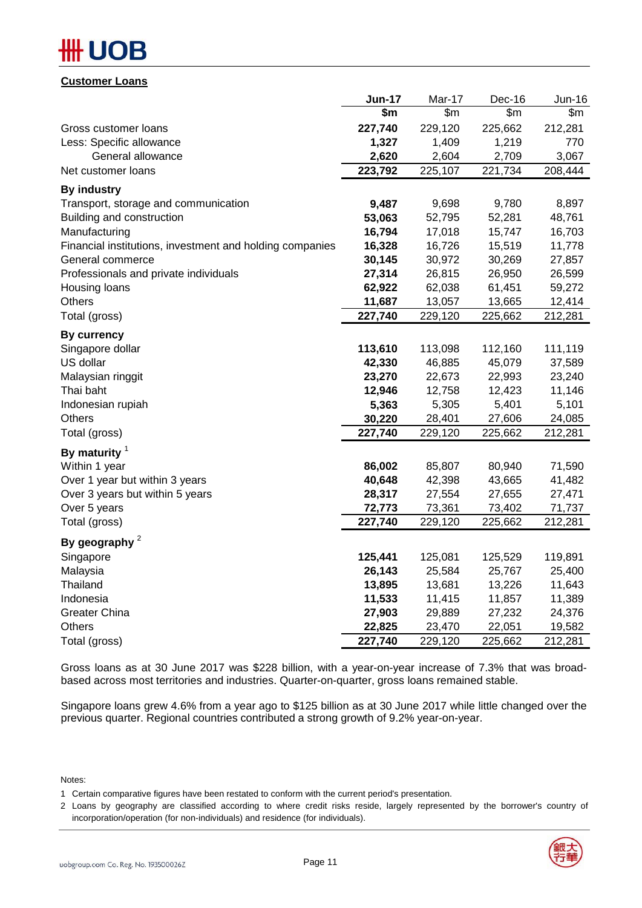## Customer Loans

| | Jun-17 | Mar-17 | Dec-16 | Jun-16 |
|---|---|---|---|---|
| | $m | $m | $m | $m |
| Gross customer loans | **227,740** | 229,120 | 225,662 | 212,281 |
| Less: Specific allowance | **1,327** | 1,409 | 1,219 | 770 |
| General allowance | **2,620** | 2,604 | 2,709 | 3,067 |
| Net customer loans | **223,792** | 225,107 | 221,734 | 208,444 |
| **By industry** | | | | |
| Transport, storage and communication | **9,487** | 9,698 | 9,780 | 8,897 |
| Building and construction | **53,063** | 52,795 | 52,281 | 48,761 |
| Manufacturing | **16,794** | 17,018 | 15,747 | 16,703 |
| Financial institutions, investment and holding companies | **16,328** | 16,726 | 15,519 | 11,778 |
| General commerce | **30,145** | 30,972 | 30,269 | 27,857 |
| Professionals and private individuals | **27,314** | 26,815 | 26,950 | 26,599 |
| Housing loans | **62,922** | 62,038 | 61,451 | 59,272 |
| Others | **11,687** | 13,057 | 13,665 | 12,414 |
| Total (gross) | **227,740** | 229,120 | 225,662 | 212,281 |
| **By currency** | | | | |
| Singapore dollar | **113,610** | 113,098 | 112,160 | 111,119 |
| US dollar | **42,330** | 46,885 | 45,079 | 37,589 |
| Malaysian ringgit | **23,270** | 22,673 | 22,993 | 23,240 |
| Thai baht | **12,946** | 12,758 | 12,423 | 11,146 |
| Indonesian rupiah | **5,363** | 5,305 | 5,401 | 5,101 |
| Others | **30,220** | 28,401 | 27,606 | 24,085 |
| Total (gross) | **227,740** | 229,120 | 225,662 | 212,281 |
| **By maturity** [1] | | | | |
| Within 1 year | **86,002** | 85,807 | 80,940 | 71,590 |
| Over 1 year but within 3 years | **40,648** | 42,398 | 43,665 | 41,482 |
| Over 3 years but within 5 years | **28,317** | 27,554 | 27,655 | 27,471 |
| Over 5 years | **72,773** | 73,361 | 73,402 | 71,737 |
| Total (gross) | **227,740** | 229,120 | 225,662 | 212,281 |
| **By geography** [2] | | | | |
| Singapore | **125,441** | 125,081 | 125,529 | 119,891 |
| Malaysia | **26,143** | 25,584 | 25,767 | 25,400 |
| Thailand | **13,895** | 13,681 | 13,226 | 11,643 |
| Indonesia | **11,533** | 11,415 | 11,857 | 11,389 |
| Greater China | **27,903** | 29,889 | 27,232 | 24,376 |
| Others | **22,825** | 23,470 | 22,051 | 19,582 |
| Total (gross) | **227,740** | 229,120 | 225,662 | 212,281 |

Gross loans as at 30 June 2017 was $228 billion, with a year-on-year increase of 7.3% that was broad-based across most territories and industries. Quarter-on-quarter, gross loans remained stable.

Singapore loans grew 4.6% from a year ago to $125 billion as at 30 June 2017 while little changed over the previous quarter. Regional countries contributed a strong growth of 9.2% year-on-year.

Notes:

1 Certain comparative figures have been restated to conform with the current period's presentation.

2 Loans by geography are classified according to where credit risks reside, largely represented by the borrower's country of incorporation/operation (for non-individuals) and residence (for individuals).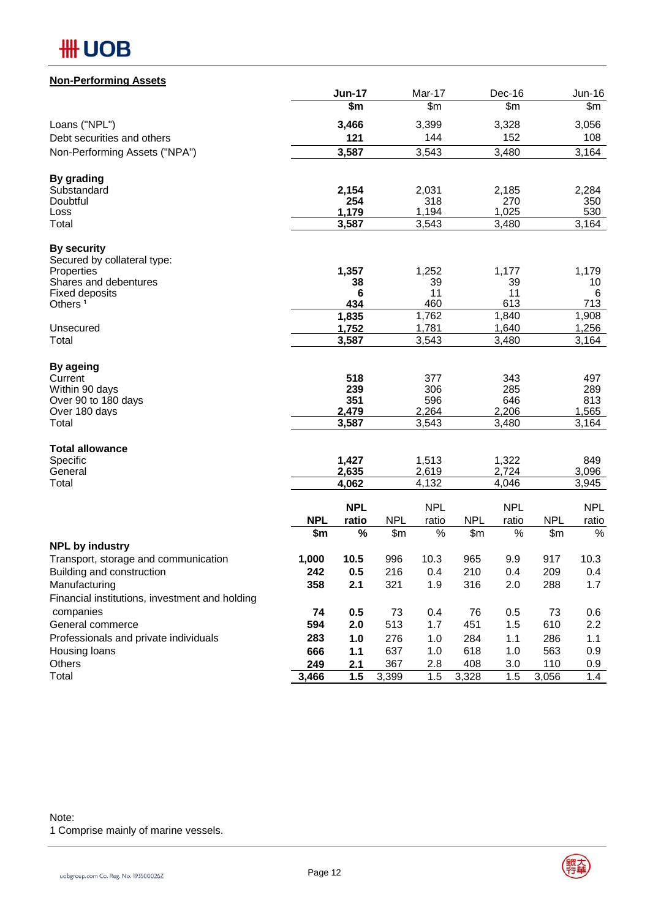## Non-Performing Assets

| | Jun-17 | Mar-17 | Dec-16 | Jun-16 |
|---|---|---|---|---|
| | $m | $m | $m | $m |
| Loans ("NPL") | **3,466** | 3,399 | 3,328 | 3,056 |
| Debt securities and others | **121** | 144 | 152 | 108 |
| Non-Performing Assets ("NPA") | **3,587** | 3,543 | 3,480 | 3,164 |
| **By grading** | | | | |
| Substandard | **2,154** | 2,031 | 2,185 | 2,284 |
| Doubtful | **254** | 318 | 270 | 350 |
| Loss | **1,179** | 1,194 | 1,025 | 530 |
| Total | **3,587** | 3,543 | 3,480 | 3,164 |
| **By security** | | | | |
| Secured by collateral type: | | | | |
| Properties | **1,357** | 1,252 | 1,177 | 1,179 |
| Shares and debentures | **38** | 39 | 39 | 10 |
| Fixed deposits | **6** | 11 | 11 | 6 |
| Others [1] | **434** | 460 | 613 | 713 |
| | **1,835** | 1,762 | 1,840 | 1,908 |
| Unsecured | **1,752** | 1,781 | 1,640 | 1,256 |
| Total | **3,587** | 3,543 | 3,480 | 3,164 |
| **By ageing** | | | | |
| Current | **518** | 377 | 343 | 497 |
| Within 90 days | **239** | 306 | 285 | 289 |
| Over 90 to 180 days | **351** | 596 | 646 | 813 |
| Over 180 days | **2,479** | 2,264 | 2,206 | 1,565 |
| Total | **3,587** | 3,543 | 3,480 | 3,164 |
| **Total allowance** | | | | |
| Specific | **1,427** | 1,513 | 1,322 | 849 |
| General | **2,635** | 2,619 | 2,724 | 3,096 |
| Total | **4,062** | 4,132 | 4,046 | 3,945 |

| | Jun-17 NPL | Jun-17 NPL ratio | Mar-17 NPL | Mar-17 NPL ratio | Dec-16 NPL | Dec-16 NPL ratio | Jun-16 NPL | Jun-16 NPL ratio |
|---|---|---|---|---|---|---|---|---|
| | $m | % | $m | % | $m | % | $m | % |
| **NPL by industry** | | | | | | | | |
| Transport, storage and communication | **1,000** | **10.5** | 996 | 10.3 | 965 | 9.9 | 917 | 10.3 |
| Building and construction | **242** | **0.5** | 216 | 0.4 | 210 | 0.4 | 209 | 0.4 |
| Manufacturing | **358** | **2.1** | 321 | 1.9 | 316 | 2.0 | 288 | 1.7 |
| Financial institutions, investment and holding companies | **74** | **0.5** | 73 | 0.4 | 76 | 0.5 | 73 | 0.6 |
| General commerce | **594** | **2.0** | 513 | 1.7 | 451 | 1.5 | 610 | 2.2 |
| Professionals and private individuals | **283** | **1.0** | 276 | 1.0 | 284 | 1.1 | 286 | 1.1 |
| Housing loans | **666** | **1.1** | 637 | 1.0 | 618 | 1.0 | 563 | 0.9 |
| Others | **249** | **2.1** | 367 | 2.8 | 408 | 3.0 | 110 | 0.9 |
| Total | **3,466** | **1.5** | 3,399 | 1.5 | 3,328 | 1.5 | 3,056 | 1.4 |

Note:
1 Comprise mainly of marine vessels.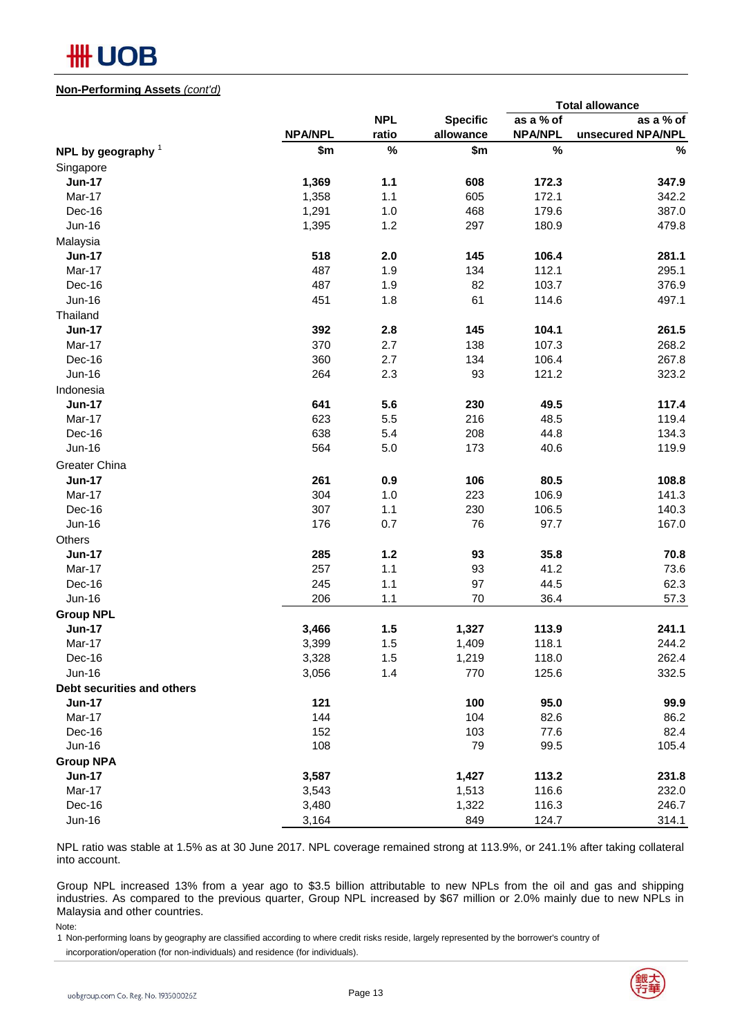**Non-Performing Assets** *(cont'd)*

| | NPA/NPL | NPL ratio | Specific allowance | Total allowance as a % of NPA/NPL | Total allowance as a % of unsecured NPA/NPL |
|---|---|---|---|---|---|
| **NPL by geography** [1] | **$m** | **%** | **$m** | **%** | **%** |
| Singapore | | | | | |
| **Jun-17** | **1,369** | **1.1** | **608** | **172.3** | **347.9** |
| Mar-17 | 1,358 | 1.1 | 605 | 172.1 | 342.2 |
| Dec-16 | 1,291 | 1.0 | 468 | 179.6 | 387.0 |
| Jun-16 | 1,395 | 1.2 | 297 | 180.9 | 479.8 |
| Malaysia | | | | | |
| **Jun-17** | **518** | **2.0** | **145** | **106.4** | **281.1** |
| Mar-17 | 487 | 1.9 | 134 | 112.1 | 295.1 |
| Dec-16 | 487 | 1.9 | 82 | 103.7 | 376.9 |
| Jun-16 | 451 | 1.8 | 61 | 114.6 | 497.1 |
| Thailand | | | | | |
| **Jun-17** | **392** | **2.8** | **145** | **104.1** | **261.5** |
| Mar-17 | 370 | 2.7 | 138 | 107.3 | 268.2 |
| Dec-16 | 360 | 2.7 | 134 | 106.4 | 267.8 |
| Jun-16 | 264 | 2.3 | 93 | 121.2 | 323.2 |
| Indonesia | | | | | |
| **Jun-17** | **641** | **5.6** | **230** | **49.5** | **117.4** |
| Mar-17 | 623 | 5.5 | 216 | 48.5 | 119.4 |
| Dec-16 | 638 | 5.4 | 208 | 44.8 | 134.3 |
| Jun-16 | 564 | 5.0 | 173 | 40.6 | 119.9 |
| Greater China | | | | | |
| **Jun-17** | **261** | **0.9** | **106** | **80.5** | **108.8** |
| Mar-17 | 304 | 1.0 | 223 | 106.9 | 141.3 |
| Dec-16 | 307 | 1.1 | 230 | 106.5 | 140.3 |
| Jun-16 | 176 | 0.7 | 76 | 97.7 | 167.0 |
| Others | | | | | |
| **Jun-17** | **285** | **1.2** | **93** | **35.8** | **70.8** |
| Mar-17 | 257 | 1.1 | 93 | 41.2 | 73.6 |
| Dec-16 | 245 | 1.1 | 97 | 44.5 | 62.3 |
| Jun-16 | 206 | 1.1 | 70 | 36.4 | 57.3 |
| **Group NPL** | | | | | |
| **Jun-17** | **3,466** | **1.5** | **1,327** | **113.9** | **241.1** |
| Mar-17 | 3,399 | 1.5 | 1,409 | 118.1 | 244.2 |
| Dec-16 | 3,328 | 1.5 | 1,219 | 118.0 | 262.4 |
| Jun-16 | 3,056 | 1.4 | 770 | 125.6 | 332.5 |
| **Debt securities and others** | | | | | |
| **Jun-17** | **121** | | **100** | **95.0** | **99.9** |
| Mar-17 | 144 | | 104 | 82.6 | 86.2 |
| Dec-16 | 152 | | 103 | 77.6 | 82.4 |
| Jun-16 | 108 | | 79 | 99.5 | 105.4 |
| **Group NPA** | | | | | |
| **Jun-17** | **3,587** | | **1,427** | **113.2** | **231.8** |
| Mar-17 | 3,543 | | 1,513 | 116.6 | 232.0 |
| Dec-16 | 3,480 | | 1,322 | 116.3 | 246.7 |
| Jun-16 | 3,164 | | 849 | 124.7 | 314.1 |

NPL ratio was stable at 1.5% as at 30 June 2017. NPL coverage remained strong at 113.9%, or 241.1% after taking collateral into account.

Group NPL increased 13% from a year ago to $3.5 billion attributable to new NPLs from the oil and gas and shipping industries. As compared to the previous quarter, Group NPL increased by $67 million or 2.0% mainly due to new NPLs in Malaysia and other countries.

Note:

1 Non-performing loans by geography are classified according to where credit risks reside, largely represented by the borrower's country of incorporation/operation (for non-individuals) and residence (for individuals).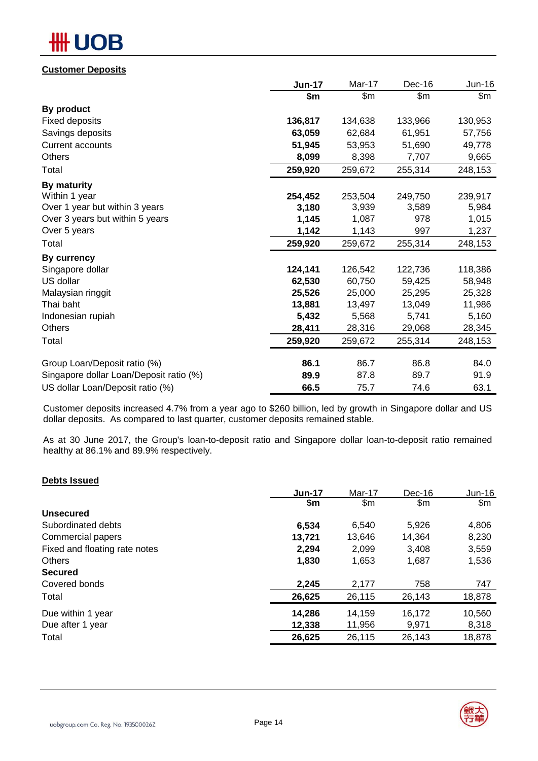## Customer Deposits

| | Jun-17 | Mar-17 | Dec-16 | Jun-16 |
|---|---|---|---|---|
| | $m | $m | $m | $m |
| **By product** | | | | |
| Fixed deposits | **136,817** | 134,638 | 133,966 | 130,953 |
| Savings deposits | **63,059** | 62,684 | 61,951 | 57,756 |
| Current accounts | **51,945** | 53,953 | 51,690 | 49,778 |
| Others | **8,099** | 8,398 | 7,707 | 9,665 |
| Total | **259,920** | 259,672 | 255,314 | 248,153 |
| **By maturity** | | | | |
| Within 1 year | **254,452** | 253,504 | 249,750 | 239,917 |
| Over 1 year but within 3 years | **3,180** | 3,939 | 3,589 | 5,984 |
| Over 3 years but within 5 years | **1,145** | 1,087 | 978 | 1,015 |
| Over 5 years | **1,142** | 1,143 | 997 | 1,237 |
| Total | **259,920** | 259,672 | 255,314 | 248,153 |
| **By currency** | | | | |
| Singapore dollar | **124,141** | 126,542 | 122,736 | 118,386 |
| US dollar | **62,530** | 60,750 | 59,425 | 58,948 |
| Malaysian ringgit | **25,526** | 25,000 | 25,295 | 25,328 |
| Thai baht | **13,881** | 13,497 | 13,049 | 11,986 |
| Indonesian rupiah | **5,432** | 5,568 | 5,741 | 5,160 |
| Others | **28,411** | 28,316 | 29,068 | 28,345 |
| Total | **259,920** | 259,672 | 255,314 | 248,153 |
| Group Loan/Deposit ratio (%) | **86.1** | 86.7 | 86.8 | 84.0 |
| Singapore dollar Loan/Deposit ratio (%) | **89.9** | 87.8 | 89.7 | 91.9 |
| US dollar Loan/Deposit ratio (%) | **66.5** | 75.7 | 74.6 | 63.1 |

Customer deposits increased 4.7% from a year ago to $260 billion, led by growth in Singapore dollar and US dollar deposits. As compared to last quarter, customer deposits remained stable.

As at 30 June 2017, the Group's loan-to-deposit ratio and Singapore dollar loan-to-deposit ratio remained healthy at 86.1% and 89.9% respectively.

## Debts Issued

| | Jun-17 | Mar-17 | Dec-16 | Jun-16 |
|---|---|---|---|---|
| | $m | $m | $m | $m |
| **Unsecured** | | | | |
| Subordinated debts | **6,534** | 6,540 | 5,926 | 4,806 |
| Commercial papers | **13,721** | 13,646 | 14,364 | 8,230 |
| Fixed and floating rate notes | **2,294** | 2,099 | 3,408 | 3,559 |
| Others | **1,830** | 1,653 | 1,687 | 1,536 |
| **Secured** | | | | |
| Covered bonds | **2,245** | 2,177 | 758 | 747 |
| Total | **26,625** | 26,115 | 26,143 | 18,878 |
| Due within 1 year | **14,286** | 14,159 | 16,172 | 10,560 |
| Due after 1 year | **12,338** | 11,956 | 9,971 | 8,318 |
| Total | **26,625** | 26,115 | 26,143 | 18,878 |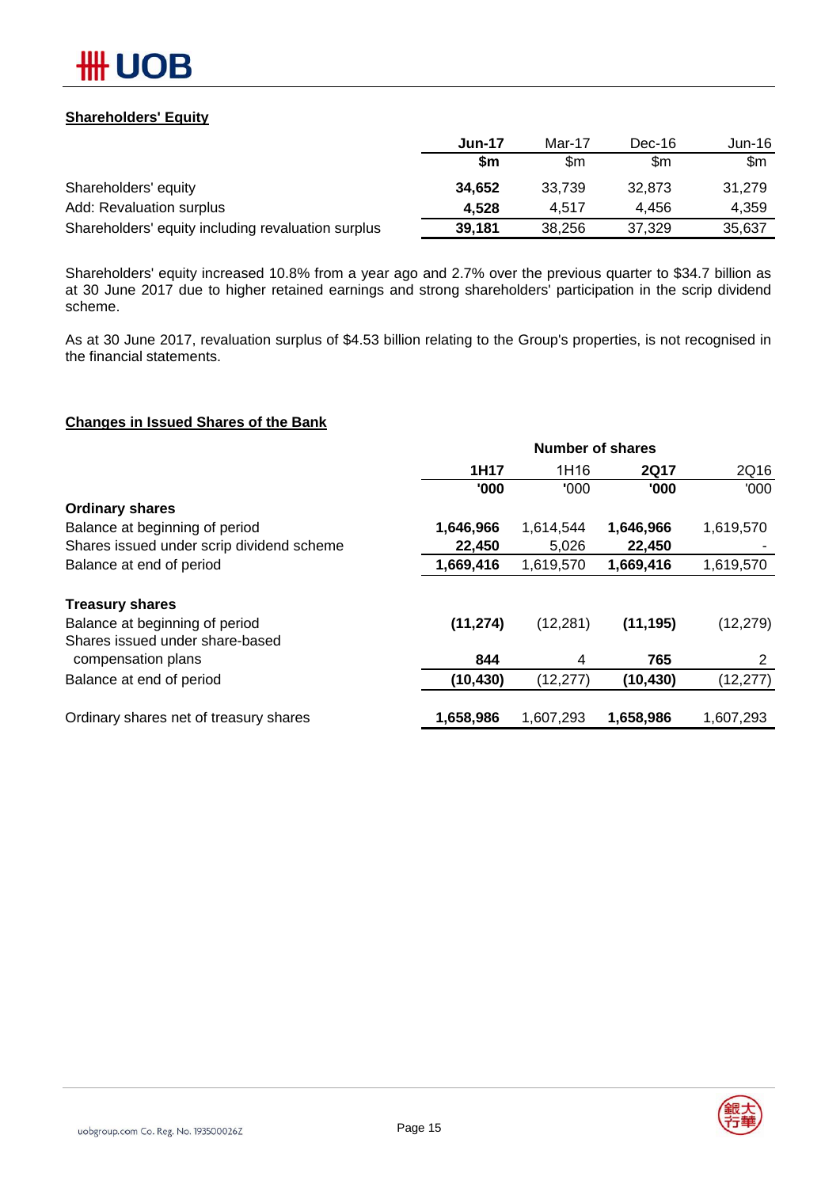**Shareholders' Equity**

| | **Jun-17** | Mar-17 | Dec-16 | Jun-16 |
|---|---|---|---|---|
| | **$m** | $m | $m | $m |
| Shareholders' equity | **34,652** | 33,739 | 32,873 | 31,279 |
| Add: Revaluation surplus | **4,528** | 4,517 | 4,456 | 4,359 |
| Shareholders' equity including revaluation surplus | **39,181** | 38,256 | 37,329 | 35,637 |

Shareholders' equity increased 10.8% from a year ago and 2.7% over the previous quarter to $34.7 billion as at 30 June 2017 due to higher retained earnings and strong shareholders' participation in the scrip dividend scheme.

As at 30 June 2017, revaluation surplus of $4.53 billion relating to the Group's properties, is not recognised in the financial statements.

**Changes in Issued Shares of the Bank**

| | Number of shares | | | |
|---|---|---|---|---|
| | **1H17** | 1H16 | **2Q17** | 2Q16 |
| | **'000** | '000 | **'000** | '000 |
| **Ordinary shares** | | | | |
| Balance at beginning of period | **1,646,966** | 1,614,544 | **1,646,966** | 1,619,570 |
| Shares issued under scrip dividend scheme | **22,450** | 5,026 | **22,450** | - |
| Balance at end of period | **1,669,416** | 1,619,570 | **1,669,416** | 1,619,570 |
| | | | | |
| **Treasury shares** | | | | |
| Balance at beginning of period | **(11,274)** | (12,281) | **(11,195)** | (12,279) |
| Shares issued under share-based compensation plans | **844** | 4 | **765** | 2 |
| Balance at end of period | **(10,430)** | (12,277) | **(10,430)** | (12,277) |
| | | | | |
| Ordinary shares net of treasury shares | **1,658,986** | 1,607,293 | **1,658,986** | 1,607,293 |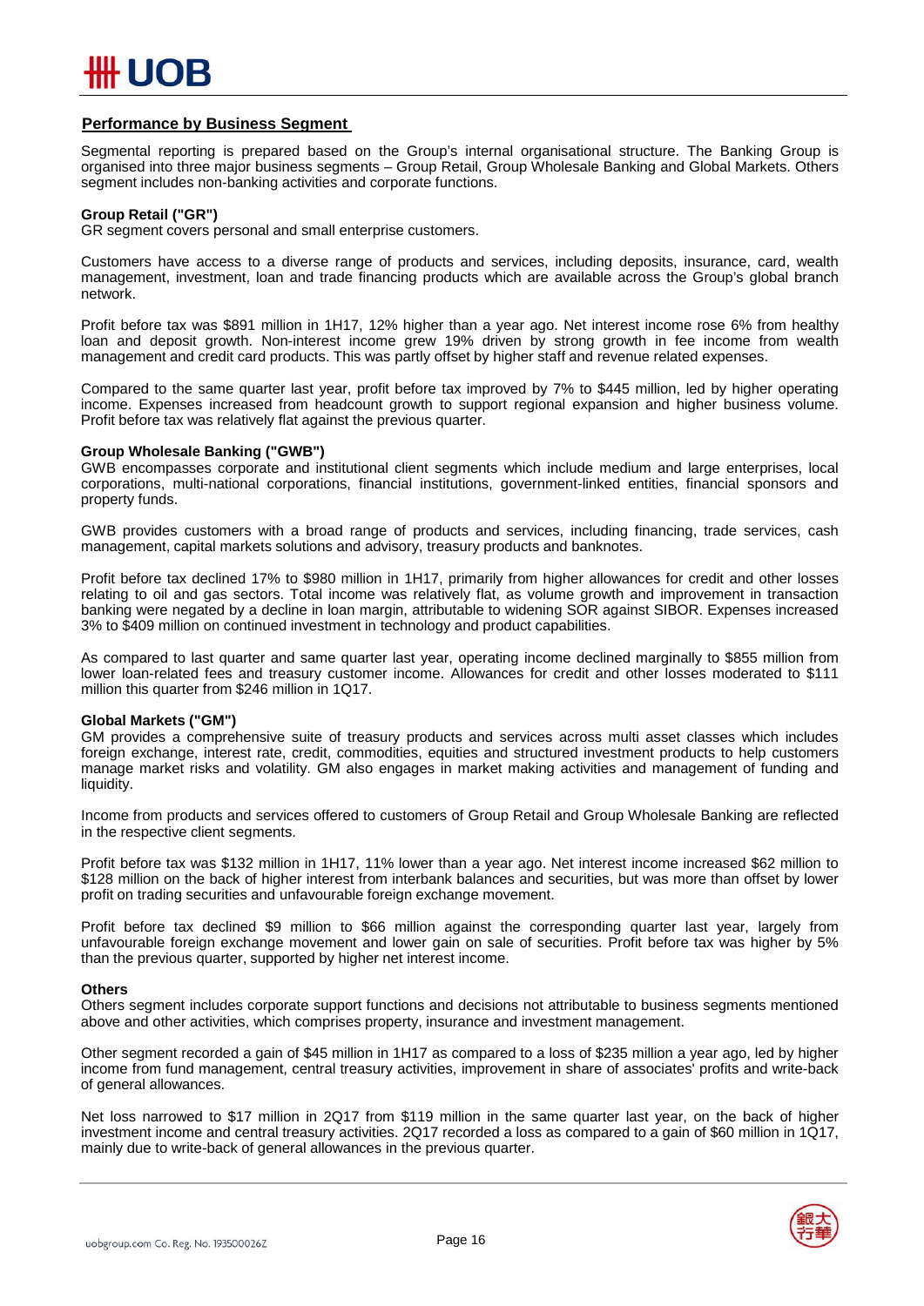## Performance by Business Segment

Segmental reporting is prepared based on the Group's internal organisational structure. The Banking Group is organised into three major business segments – Group Retail, Group Wholesale Banking and Global Markets. Others segment includes non-banking activities and corporate functions.

### Group Retail ("GR")

GR segment covers personal and small enterprise customers.

Customers have access to a diverse range of products and services, including deposits, insurance, card, wealth management, investment, loan and trade financing products which are available across the Group's global branch network.

Profit before tax was $891 million in 1H17, 12% higher than a year ago. Net interest income rose 6% from healthy loan and deposit growth. Non-interest income grew 19% driven by strong growth in fee income from wealth management and credit card products. This was partly offset by higher staff and revenue related expenses.

Compared to the same quarter last year, profit before tax improved by 7% to $445 million, led by higher operating income. Expenses increased from headcount growth to support regional expansion and higher business volume. Profit before tax was relatively flat against the previous quarter.

### Group Wholesale Banking ("GWB")

GWB encompasses corporate and institutional client segments which include medium and large enterprises, local corporations, multi-national corporations, financial institutions, government-linked entities, financial sponsors and property funds.

GWB provides customers with a broad range of products and services, including financing, trade services, cash management, capital markets solutions and advisory, treasury products and banknotes.

Profit before tax declined 17% to $980 million in 1H17, primarily from higher allowances for credit and other losses relating to oil and gas sectors. Total income was relatively flat, as volume growth and improvement in transaction banking were negated by a decline in loan margin, attributable to widening SOR against SIBOR. Expenses increased 3% to $409 million on continued investment in technology and product capabilities.

As compared to last quarter and same quarter last year, operating income declined marginally to $855 million from lower loan-related fees and treasury customer income. Allowances for credit and other losses moderated to $111 million this quarter from $246 million in 1Q17.

### Global Markets ("GM")

GM provides a comprehensive suite of treasury products and services across multi asset classes which includes foreign exchange, interest rate, credit, commodities, equities and structured investment products to help customers manage market risks and volatility. GM also engages in market making activities and management of funding and liquidity.

Income from products and services offered to customers of Group Retail and Group Wholesale Banking are reflected in the respective client segments.

Profit before tax was $132 million in 1H17, 11% lower than a year ago. Net interest income increased $62 million to $128 million on the back of higher interest from interbank balances and securities, but was more than offset by lower profit on trading securities and unfavourable foreign exchange movement.

Profit before tax declined $9 million to $66 million against the corresponding quarter last year, largely from unfavourable foreign exchange movement and lower gain on sale of securities. Profit before tax was higher by 5% than the previous quarter, supported by higher net interest income.

### Others

Others segment includes corporate support functions and decisions not attributable to business segments mentioned above and other activities, which comprises property, insurance and investment management.

Other segment recorded a gain of $45 million in 1H17 as compared to a loss of $235 million a year ago, led by higher income from fund management, central treasury activities, improvement in share of associates' profits and write-back of general allowances.

Net loss narrowed to $17 million in 2Q17 from $119 million in the same quarter last year, on the back of higher investment income and central treasury activities. 2Q17 recorded a loss as compared to a gain of $60 million in 1Q17, mainly due to write-back of general allowances in the previous quarter.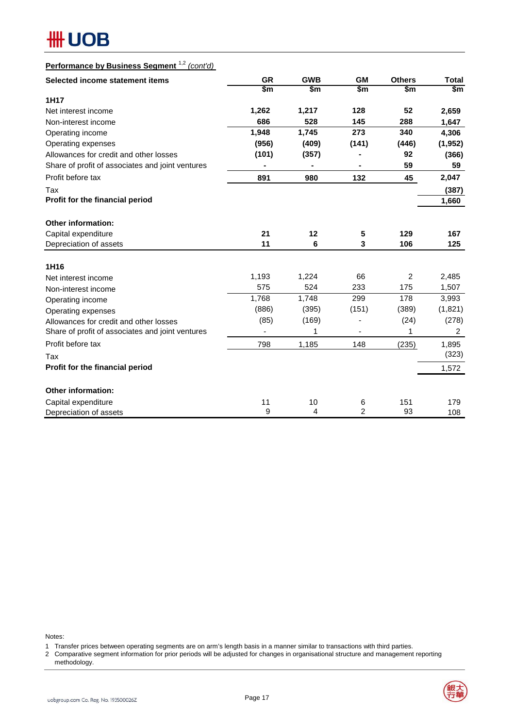## Performance by Business Segment [1,2] *(cont'd)*

| Selected income statement items | GR | GWB | GM | Others | Total |
|---|---|---|---|---|---|
| | $m | $m | $m | $m | $m |
| **1H17** | | | | | |
| Net interest income | **1,262** | **1,217** | **128** | **52** | **2,659** |
| Non-interest income | **686** | **528** | **145** | **288** | **1,647** |
| Operating income | **1,948** | **1,745** | **273** | **340** | **4,306** |
| Operating expenses | **(956)** | **(409)** | **(141)** | **(446)** | **(1,952)** |
| Allowances for credit and other losses | **(101)** | **(357)** | **-** | **92** | **(366)** |
| Share of profit of associates and joint ventures | **-** | **-** | **-** | **59** | **59** |
| Profit before tax | **891** | **980** | **132** | **45** | **2,047** |
| Tax | | | | | **(387)** |
| **Profit for the financial period** | | | | | **1,660** |
| | | | | | |
| **Other information:** | | | | | |
| Capital expenditure | **21** | **12** | **5** | **129** | **167** |
| Depreciation of assets | **11** | **6** | **3** | **106** | **125** |
| | | | | | |
| **1H16** | | | | | |
| Net interest income | 1,193 | 1,224 | 66 | 2 | 2,485 |
| Non-interest income | 575 | 524 | 233 | 175 | 1,507 |
| Operating income | 1,768 | 1,748 | 299 | 178 | 3,993 |
| Operating expenses | (886) | (395) | (151) | (389) | (1,821) |
| Allowances for credit and other losses | (85) | (169) | - | (24) | (278) |
| Share of profit of associates and joint ventures | - | 1 | - | 1 | 2 |
| Profit before tax | 798 | 1,185 | 148 | (235) | 1,895 |
| Tax | | | | | (323) |
| **Profit for the financial period** | | | | | 1,572 |
| | | | | | |
| **Other information:** | | | | | |
| Capital expenditure | 11 | 10 | 6 | 151 | 179 |
| Depreciation of assets | 9 | 4 | 2 | 93 | 108 |

Notes:

1 Transfer prices between operating segments are on arm's length basis in a manner similar to transactions with third parties.

2 Comparative segment information for prior periods will be adjusted for changes in organisational structure and management reporting methodology.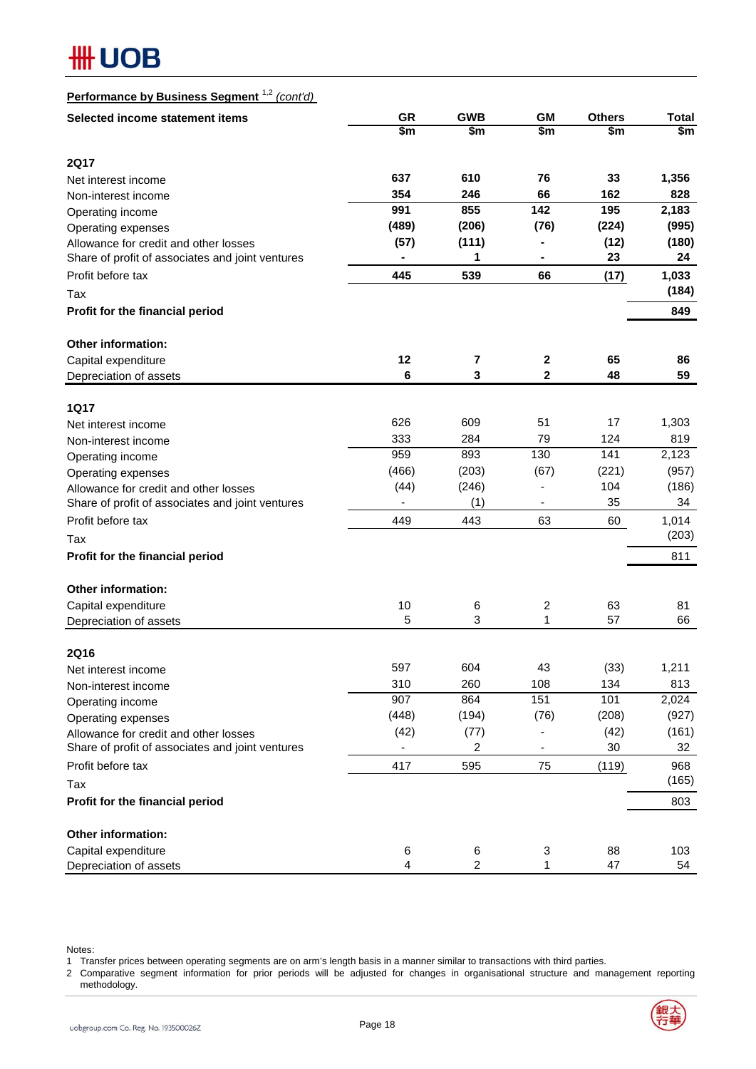**Performance by Business Segment** [1,2] *(cont'd)*

| Selected income statement items | GR<br>$m | GWB<br>$m | GM<br>$m | Others<br>$m | Total<br>$m |
|---|---|---|---|---|---|
| **2Q17** | | | | | |
| Net interest income | **637** | **610** | **76** | **33** | **1,356** |
| Non-interest income | **354** | **246** | **66** | **162** | **828** |
| Operating income | **991** | **855** | **142** | **195** | **2,183** |
| Operating expenses | **(489)** | **(206)** | **(76)** | **(224)** | **(995)** |
| Allowance for credit and other losses | **(57)** | **(111)** | **-** | **(12)** | **(180)** |
| Share of profit of associates and joint ventures | **-** | **1** | **-** | **23** | **24** |
| Profit before tax | **445** | **539** | **66** | **(17)** | **1,033** |
| Tax | | | | | **(184)** |
| **Profit for the financial period** | | | | | **849** |
| **Other information:** | | | | | |
| Capital expenditure | **12** | **7** | **2** | **65** | **86** |
| Depreciation of assets | **6** | **3** | **2** | **48** | **59** |
| **1Q17** | | | | | |
| Net interest income | 626 | 609 | 51 | 17 | 1,303 |
| Non-interest income | 333 | 284 | 79 | 124 | 819 |
| Operating income | 959 | 893 | 130 | 141 | 2,123 |
| Operating expenses | (466) | (203) | (67) | (221) | (957) |
| Allowance for credit and other losses | (44) | (246) | - | 104 | (186) |
| Share of profit of associates and joint ventures | - | (1) | - | 35 | 34 |
| Profit before tax | 449 | 443 | 63 | 60 | 1,014 |
| Tax | | | | | (203) |
| **Profit for the financial period** | | | | | 811 |
| **Other information:** | | | | | |
| Capital expenditure | 10 | 6 | 2 | 63 | 81 |
| Depreciation of assets | 5 | 3 | 1 | 57 | 66 |
| **2Q16** | | | | | |
| Net interest income | 597 | 604 | 43 | (33) | 1,211 |
| Non-interest income | 310 | 260 | 108 | 134 | 813 |
| Operating income | 907 | 864 | 151 | 101 | 2,024 |
| Operating expenses | (448) | (194) | (76) | (208) | (927) |
| Allowance for credit and other losses | (42) | (77) | - | (42) | (161) |
| Share of profit of associates and joint ventures | - | 2 | - | 30 | 32 |
| Profit before tax | 417 | 595 | 75 | (119) | 968 |
| Tax | | | | | (165) |
| **Profit for the financial period** | | | | | 803 |
| **Other information:** | | | | | |
| Capital expenditure | 6 | 6 | 3 | 88 | 103 |
| Depreciation of assets | 4 | 2 | 1 | 47 | 54 |

Notes:

1 Transfer prices between operating segments are on arm's length basis in a manner similar to transactions with third parties.

2 Comparative segment information for prior periods will be adjusted for changes in organisational structure and management reporting methodology.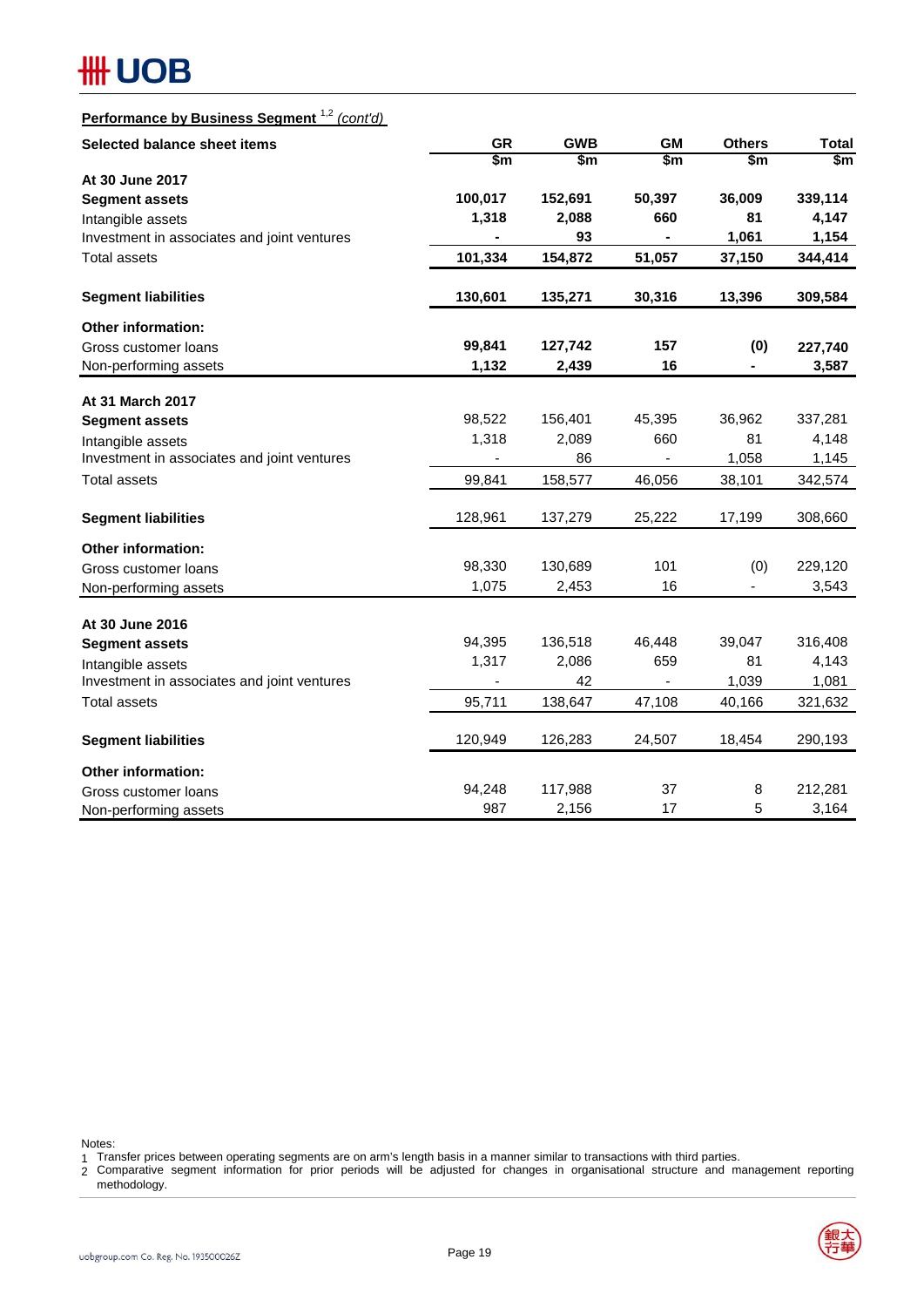**Performance by Business Segment** [1,2] *(cont'd)*

| Selected balance sheet items | GR | GWB | GM | Others | Total |
|---|---|---|---|---|---|
| | $m | $m | $m | $m | $m |
| **At 30 June 2017** | | | | | |
| **Segment assets** | **100,017** | **152,691** | **50,397** | **36,009** | **339,114** |
| Intangible assets | **1,318** | **2,088** | **660** | **81** | **4,147** |
| Investment in associates and joint ventures | **-** | **93** | **-** | **1,061** | **1,154** |
| Total assets | **101,334** | **154,872** | **51,057** | **37,150** | **344,414** |
| **Segment liabilities** | **130,601** | **135,271** | **30,316** | **13,396** | **309,584** |
| **Other information:** | | | | | |
| Gross customer loans | **99,841** | **127,742** | **157** | **(0)** | **227,740** |
| Non-performing assets | **1,132** | **2,439** | **16** | **-** | **3,587** |
| **At 31 March 2017** | | | | | |
| **Segment assets** | 98,522 | 156,401 | 45,395 | 36,962 | 337,281 |
| Intangible assets | 1,318 | 2,089 | 660 | 81 | 4,148 |
| Investment in associates and joint ventures | - | 86 | - | 1,058 | 1,145 |
| Total assets | 99,841 | 158,577 | 46,056 | 38,101 | 342,574 |
| **Segment liabilities** | 128,961 | 137,279 | 25,222 | 17,199 | 308,660 |
| **Other information:** | | | | | |
| Gross customer loans | 98,330 | 130,689 | 101 | (0) | 229,120 |
| Non-performing assets | 1,075 | 2,453 | 16 | - | 3,543 |
| **At 30 June 2016** | | | | | |
| **Segment assets** | 94,395 | 136,518 | 46,448 | 39,047 | 316,408 |
| Intangible assets | 1,317 | 2,086 | 659 | 81 | 4,143 |
| Investment in associates and joint ventures | - | 42 | - | 1,039 | 1,081 |
| Total assets | 95,711 | 138,647 | 47,108 | 40,166 | 321,632 |
| **Segment liabilities** | 120,949 | 126,283 | 24,507 | 18,454 | 290,193 |
| **Other information:** | | | | | |
| Gross customer loans | 94,248 | 117,988 | 37 | 8 | 212,281 |
| Non-performing assets | 987 | 2,156 | 17 | 5 | 3,164 |

Notes:
1. Transfer prices between operating segments are on arm's length basis in a manner similar to transactions with third parties.
2. Comparative segment information for prior periods will be adjusted for changes in organisational structure and management reporting methodology.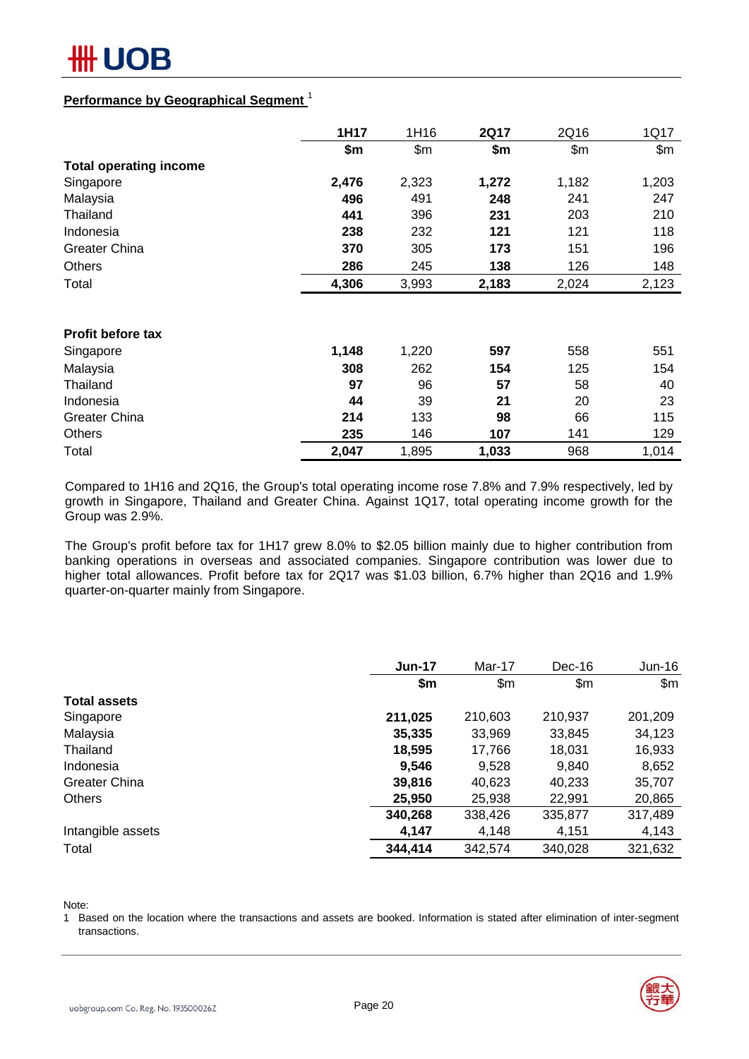## Performance by Geographical Segment [1]

| | 1H17 | 1H16 | 2Q17 | 2Q16 | 1Q17 |
|---|---|---|---|---|---|
| | **$m** | $m | **$m** | $m | $m |
| **Total operating income** | | | | | |
| Singapore | **2,476** | 2,323 | **1,272** | 1,182 | 1,203 |
| Malaysia | **496** | 491 | **248** | 241 | 247 |
| Thailand | **441** | 396 | **231** | 203 | 210 |
| Indonesia | **238** | 232 | **121** | 121 | 118 |
| Greater China | **370** | 305 | **173** | 151 | 196 |
| Others | **286** | 245 | **138** | 126 | 148 |
| Total | **4,306** | 3,993 | **2,183** | 2,024 | 2,123 |
| | | | | | |
| **Profit before tax** | | | | | |
| Singapore | **1,148** | 1,220 | **597** | 558 | 551 |
| Malaysia | **308** | 262 | **154** | 125 | 154 |
| Thailand | **97** | 96 | **57** | 58 | 40 |
| Indonesia | **44** | 39 | **21** | 20 | 23 |
| Greater China | **214** | 133 | **98** | 66 | 115 |
| Others | **235** | 146 | **107** | 141 | 129 |
| Total | **2,047** | 1,895 | **1,033** | 968 | 1,014 |

Compared to 1H16 and 2Q16, the Group's total operating income rose 7.8% and 7.9% respectively, led by growth in Singapore, Thailand and Greater China. Against 1Q17, total operating income growth for the Group was 2.9%.

The Group's profit before tax for 1H17 grew 8.0% to $2.05 billion mainly due to higher contribution from banking operations in overseas and associated companies. Singapore contribution was lower due to higher total allowances. Profit before tax for 2Q17 was $1.03 billion, 6.7% higher than 2Q16 and 1.9% quarter-on-quarter mainly from Singapore.

| | Jun-17 | Mar-17 | Dec-16 | Jun-16 |
|---|---|---|---|---|
| | **$m** | $m | $m | $m |
| **Total assets** | | | | |
| Singapore | **211,025** | 210,603 | 210,937 | 201,209 |
| Malaysia | **35,335** | 33,969 | 33,845 | 34,123 |
| Thailand | **18,595** | 17,766 | 18,031 | 16,933 |
| Indonesia | **9,546** | 9,528 | 9,840 | 8,652 |
| Greater China | **39,816** | 40,623 | 40,233 | 35,707 |
| Others | **25,950** | 25,938 | 22,991 | 20,865 |
| | **340,268** | 338,426 | 335,877 | 317,489 |
| Intangible assets | **4,147** | 4,148 | 4,151 | 4,143 |
| Total | **344,414** | 342,574 | 340,028 | 321,632 |

Note:
1 Based on the location where the transactions and assets are booked. Information is stated after elimination of inter-segment transactions.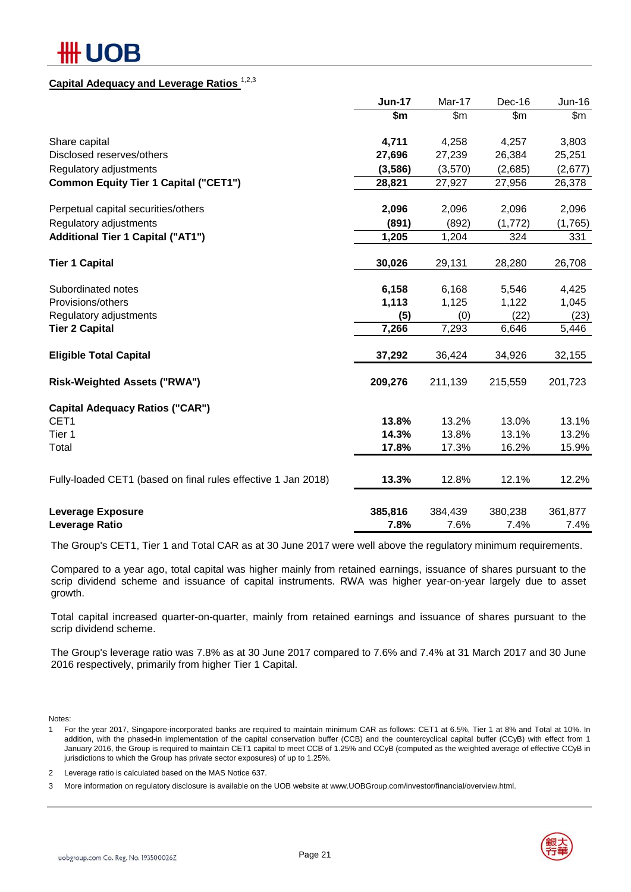## Capital Adequacy and Leverage Ratios [1,2,3]

| | Jun-17 | Mar-17 | Dec-16 | Jun-16 |
|---|---|---|---|---|
| | $m | $m | $m | $m |
| Share capital | **4,711** | 4,258 | 4,257 | 3,803 |
| Disclosed reserves/others | **27,696** | 27,239 | 26,384 | 25,251 |
| Regulatory adjustments | **(3,586)** | (3,570) | (2,685) | (2,677) |
| **Common Equity Tier 1 Capital ("CET1")** | **28,821** | 27,927 | 27,956 | 26,378 |
| | | | | |
| Perpetual capital securities/others | **2,096** | 2,096 | 2,096 | 2,096 |
| Regulatory adjustments | **(891)** | (892) | (1,772) | (1,765) |
| **Additional Tier 1 Capital ("AT1")** | **1,205** | 1,204 | 324 | 331 |
| | | | | |
| **Tier 1 Capital** | **30,026** | 29,131 | 28,280 | 26,708 |
| | | | | |
| Subordinated notes | **6,158** | 6,168 | 5,546 | 4,425 |
| Provisions/others | **1,113** | 1,125 | 1,122 | 1,045 |
| Regulatory adjustments | **(5)** | (0) | (22) | (23) |
| **Tier 2 Capital** | **7,266** | 7,293 | 6,646 | 5,446 |
| | | | | |
| **Eligible Total Capital** | **37,292** | 36,424 | 34,926 | 32,155 |
| | | | | |
| **Risk-Weighted Assets ("RWA")** | **209,276** | 211,139 | 215,559 | 201,723 |
| | | | | |
| **Capital Adequacy Ratios ("CAR")** | | | | |
| CET1 | **13.8%** | 13.2% | 13.0% | 13.1% |
| Tier 1 | **14.3%** | 13.8% | 13.1% | 13.2% |
| Total | **17.8%** | 17.3% | 16.2% | 15.9% |
| | | | | |
| Fully-loaded CET1 (based on final rules effective 1 Jan 2018) | **13.3%** | 12.8% | 12.1% | 12.2% |
| | | | | |
| **Leverage Exposure** | **385,816** | 384,439 | 380,238 | 361,877 |
| **Leverage Ratio** | **7.8%** | 7.6% | 7.4% | 7.4% |

The Group's CET1, Tier 1 and Total CAR as at 30 June 2017 were well above the regulatory minimum requirements.

Compared to a year ago, total capital was higher mainly from retained earnings, issuance of shares pursuant to the scrip dividend scheme and issuance of capital instruments. RWA was higher year-on-year largely due to asset growth.

Total capital increased quarter-on-quarter, mainly from retained earnings and issuance of shares pursuant to the scrip dividend scheme.

The Group's leverage ratio was 7.8% as at 30 June 2017 compared to 7.6% and 7.4% at 31 March 2017 and 30 June 2016 respectively, primarily from higher Tier 1 Capital.

Notes:

1. For the year 2017, Singapore-incorporated banks are required to maintain minimum CAR as follows: CET1 at 6.5%, Tier 1 at 8% and Total at 10%. In addition, with the phased-in implementation of the capital conservation buffer (CCB) and the countercyclical capital buffer (CCyB) with effect from 1 January 2016, the Group is required to maintain CET1 capital to meet CCB of 1.25% and CCyB (computed as the weighted average of effective CCyB in jurisdictions to which the Group has private sector exposures) of up to 1.25%.
2. Leverage ratio is calculated based on the MAS Notice 637.
3. More information on regulatory disclosure is available on the UOB website at www.UOBGroup.com/investor/financial/overview.html.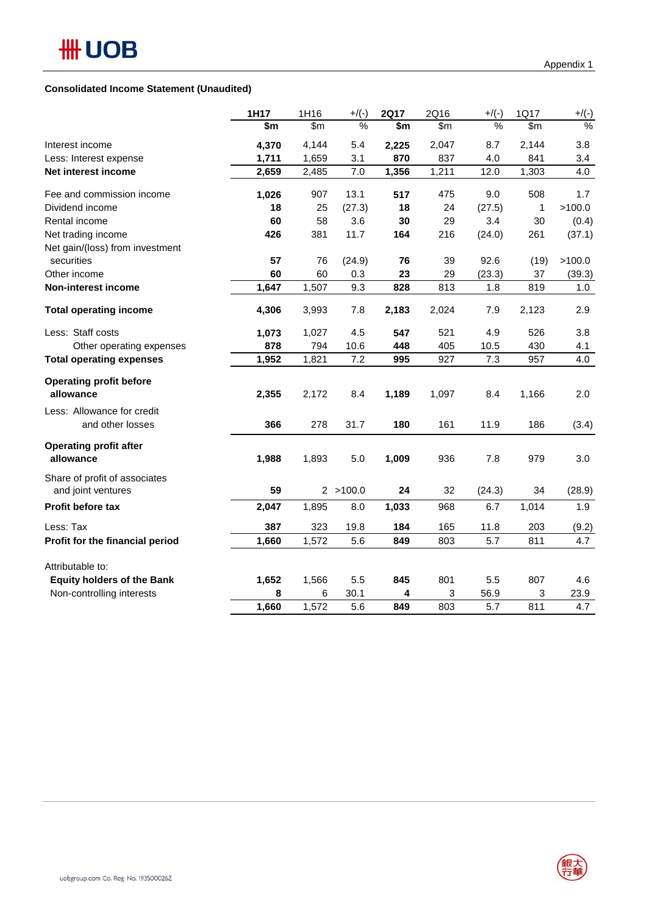Appendix 1

**Consolidated Income Statement (Unaudited)**

| | **1H17** | 1H16 | +/(-) | **2Q17** | 2Q16 | +/(-) | 1Q17 | +/(-) |
|---|---|---|---|---|---|---|---|---|
| | **$m** | $m | % | **$m** | $m | % | $m | % |
| Interest income | **4,370** | 4,144 | 5.4 | **2,225** | 2,047 | 8.7 | 2,144 | 3.8 |
| Less: Interest expense | **1,711** | 1,659 | 3.1 | **870** | 837 | 4.0 | 841 | 3.4 |
| **Net interest income** | **2,659** | 2,485 | 7.0 | **1,356** | 1,211 | 12.0 | 1,303 | 4.0 |
| Fee and commission income | **1,026** | 907 | 13.1 | **517** | 475 | 9.0 | 508 | 1.7 |
| Dividend income | **18** | 25 | (27.3) | **18** | 24 | (27.5) | 1 | >100.0 |
| Rental income | **60** | 58 | 3.6 | **30** | 29 | 3.4 | 30 | (0.4) |
| Net trading income | **426** | 381 | 11.7 | **164** | 216 | (24.0) | 261 | (37.1) |
| Net gain/(loss) from investment securities | **57** | 76 | (24.9) | **76** | 39 | 92.6 | (19) | >100.0 |
| Other income | **60** | 60 | 0.3 | **23** | 29 | (23.3) | 37 | (39.3) |
| **Non-interest income** | **1,647** | 1,507 | 9.3 | **828** | 813 | 1.8 | 819 | 1.0 |
| **Total operating income** | **4,306** | 3,993 | 7.8 | **2,183** | 2,024 | 7.9 | 2,123 | 2.9 |
| Less: Staff costs | **1,073** | 1,027 | 4.5 | **547** | 521 | 4.9 | 526 | 3.8 |
| Other operating expenses | **878** | 794 | 10.6 | **448** | 405 | 10.5 | 430 | 4.1 |
| **Total operating expenses** | **1,952** | 1,821 | 7.2 | **995** | 927 | 7.3 | 957 | 4.0 |
| **Operating profit before allowance** | **2,355** | 2,172 | 8.4 | **1,189** | 1,097 | 8.4 | 1,166 | 2.0 |
| Less: Allowance for credit and other losses | **366** | 278 | 31.7 | **180** | 161 | 11.9 | 186 | (3.4) |
| **Operating profit after allowance** | **1,988** | 1,893 | 5.0 | **1,009** | 936 | 7.8 | 979 | 3.0 |
| Share of profit of associates and joint ventures | **59** | 2 | >100.0 | **24** | 32 | (24.3) | 34 | (28.9) |
| **Profit before tax** | **2,047** | 1,895 | 8.0 | **1,033** | 968 | 6.7 | 1,014 | 1.9 |
| Less: Tax | **387** | 323 | 19.8 | **184** | 165 | 11.8 | 203 | (9.2) |
| **Profit for the financial period** | **1,660** | 1,572 | 5.6 | **849** | 803 | 5.7 | 811 | 4.7 |
| Attributable to: | | | | | | | | |
| **Equity holders of the Bank** | **1,652** | 1,566 | 5.5 | **845** | 801 | 5.5 | 807 | 4.6 |
| Non-controlling interests | **8** | 6 | 30.1 | **4** | 3 | 56.9 | 3 | 23.9 |
| | **1,660** | 1,572 | 5.6 | **849** | 803 | 5.7 | 811 | 4.7 |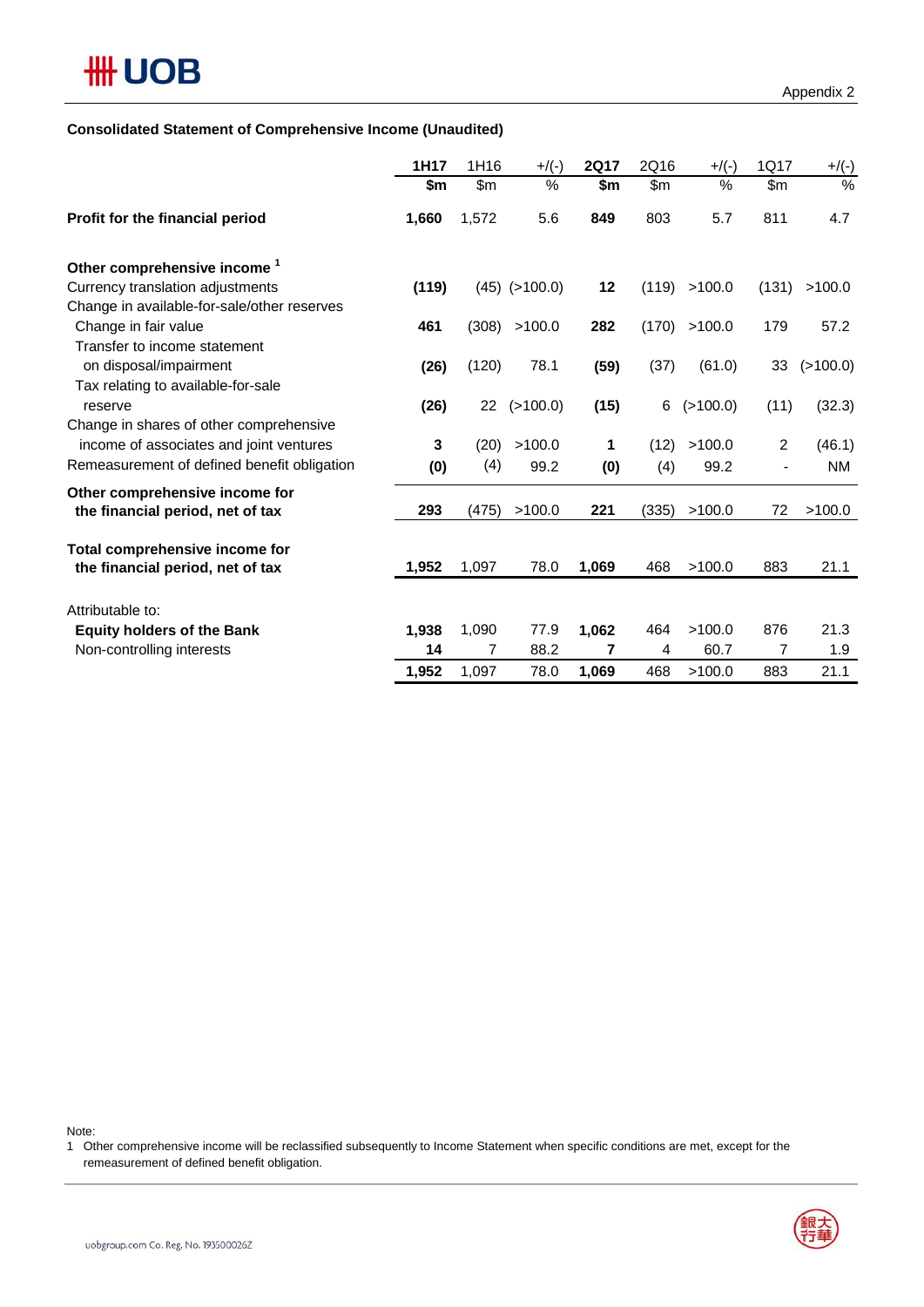Appendix 2

**Consolidated Statement of Comprehensive Income (Unaudited)**

| | 1H17 | 1H16 | +/(-) | 2Q17 | 2Q16 | +/(-) | 1Q17 | +/(-) |
|---|---|---|---|---|---|---|---|---|
| | $m | $m | % | $m | $m | % | $m | % |
| **Profit for the financial period** | **1,660** | 1,572 | 5.6 | **849** | 803 | 5.7 | 811 | 4.7 |
| **Other comprehensive income [1]** | | | | | | | | |
| Currency translation adjustments | **(119)** | (45) | (>100.0) | **12** | (119) | >100.0 | (131) | >100.0 |
| Change in available-for-sale/other reserves | | | | | | | | |
| Change in fair value | **461** | (308) | >100.0 | **282** | (170) | >100.0 | 179 | 57.2 |
| Transfer to income statement on disposal/impairment | **(26)** | (120) | 78.1 | **(59)** | (37) | (61.0) | 33 | (>100.0) |
| Tax relating to available-for-sale reserve | **(26)** | 22 | (>100.0) | **(15)** | 6 | (>100.0) | (11) | (32.3) |
| Change in shares of other comprehensive income of associates and joint ventures | **3** | (20) | >100.0 | **1** | (12) | >100.0 | 2 | (46.1) |
| Remeasurement of defined benefit obligation | **(0)** | (4) | 99.2 | **(0)** | (4) | 99.2 | - | NM |
| **Other comprehensive income for the financial period, net of tax** | **293** | (475) | >100.0 | **221** | (335) | >100.0 | 72 | >100.0 |
| **Total comprehensive income for the financial period, net of tax** | **1,952** | 1,097 | 78.0 | **1,069** | 468 | >100.0 | 883 | 21.1 |
| Attributable to: | | | | | | | | |
| **Equity holders of the Bank** | **1,938** | 1,090 | 77.9 | **1,062** | 464 | >100.0 | 876 | 21.3 |
| Non-controlling interests | **14** | 7 | 88.2 | **7** | 4 | 60.7 | 7 | 1.9 |
| | **1,952** | 1,097 | 78.0 | **1,069** | 468 | >100.0 | 883 | 21.1 |

Note:
1 Other comprehensive income will be reclassified subsequently to Income Statement when specific conditions are met, except for the remeasurement of defined benefit obligation.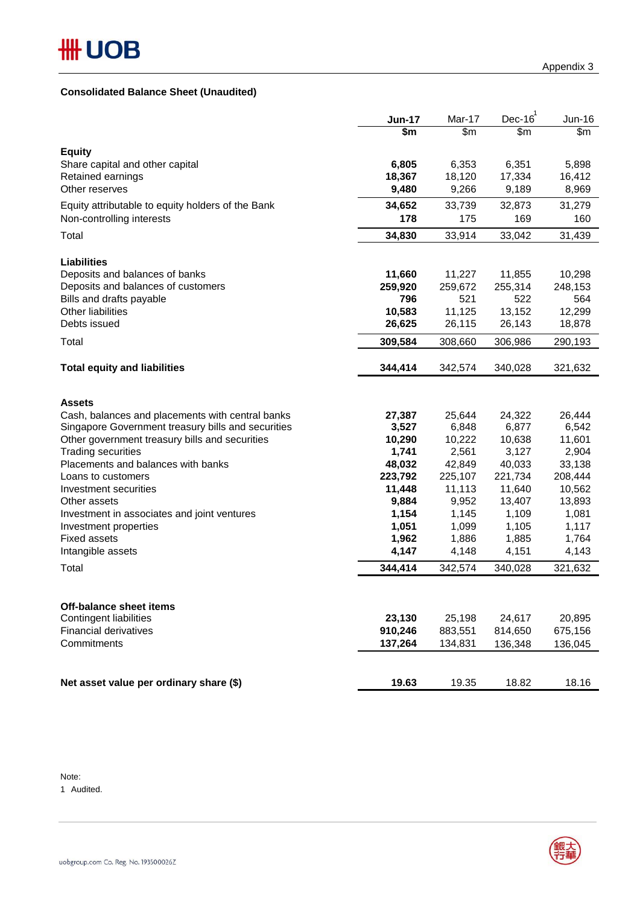Appendix 3

## Consolidated Balance Sheet (Unaudited)

| | **Jun-17** | Mar-17 | Dec-16[1] | Jun-16 |
|---|---|---|---|---|
| | **$m** | $m | $m | $m |
| **Equity** | | | | |
| Share capital and other capital | **6,805** | 6,353 | 6,351 | 5,898 |
| Retained earnings | **18,367** | 18,120 | 17,334 | 16,412 |
| Other reserves | **9,480** | 9,266 | 9,189 | 8,969 |
| Equity attributable to equity holders of the Bank | **34,652** | 33,739 | 32,873 | 31,279 |
| Non-controlling interests | **178** | 175 | 169 | 160 |
| Total | **34,830** | 33,914 | 33,042 | 31,439 |
| **Liabilities** | | | | |
| Deposits and balances of banks | **11,660** | 11,227 | 11,855 | 10,298 |
| Deposits and balances of customers | **259,920** | 259,672 | 255,314 | 248,153 |
| Bills and drafts payable | **796** | 521 | 522 | 564 |
| Other liabilities | **10,583** | 11,125 | 13,152 | 12,299 |
| Debts issued | **26,625** | 26,115 | 26,143 | 18,878 |
| Total | **309,584** | 308,660 | 306,986 | 290,193 |
| **Total equity and liabilities** | **344,414** | 342,574 | 340,028 | 321,632 |
| **Assets** | | | | |
| Cash, balances and placements with central banks | **27,387** | 25,644 | 24,322 | 26,444 |
| Singapore Government treasury bills and securities | **3,527** | 6,848 | 6,877 | 6,542 |
| Other government treasury bills and securities | **10,290** | 10,222 | 10,638 | 11,601 |
| Trading securities | **1,741** | 2,561 | 3,127 | 2,904 |
| Placements and balances with banks | **48,032** | 42,849 | 40,033 | 33,138 |
| Loans to customers | **223,792** | 225,107 | 221,734 | 208,444 |
| Investment securities | **11,448** | 11,113 | 11,640 | 10,562 |
| Other assets | **9,884** | 9,952 | 13,407 | 13,893 |
| Investment in associates and joint ventures | **1,154** | 1,145 | 1,109 | 1,081 |
| Investment properties | **1,051** | 1,099 | 1,105 | 1,117 |
| Fixed assets | **1,962** | 1,886 | 1,885 | 1,764 |
| Intangible assets | **4,147** | 4,148 | 4,151 | 4,143 |
| Total | **344,414** | 342,574 | 340,028 | 321,632 |
| **Off-balance sheet items** | | | | |
| Contingent liabilities | **23,130** | 25,198 | 24,617 | 20,895 |
| Financial derivatives | **910,246** | 883,551 | 814,650 | 675,156 |
| Commitments | **137,264** | 134,831 | 136,348 | 136,045 |
| **Net asset value per ordinary share ($)** | **19.63** | 19.35 | 18.82 | 18.16 |

Note:
1 Audited.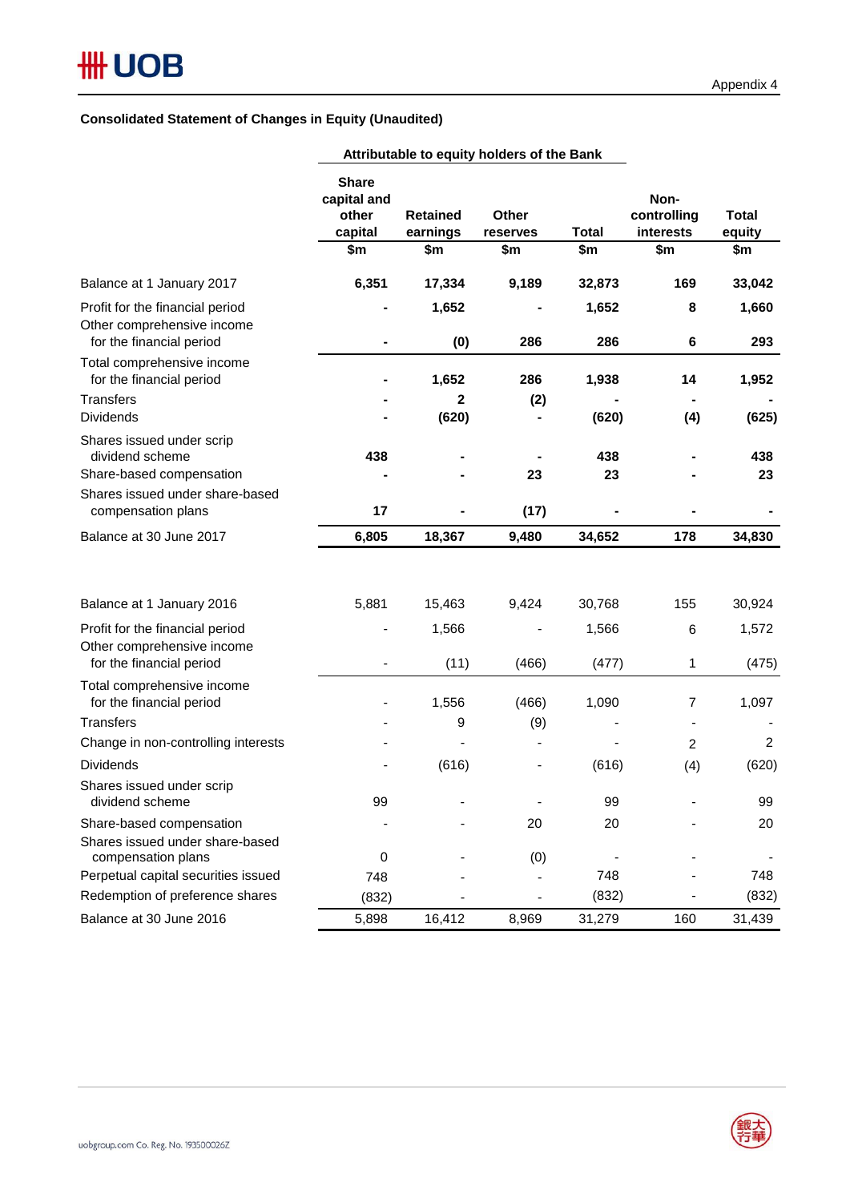Appendix 4

**Consolidated Statement of Changes in Equity (Unaudited)**

| | Attributable to equity holders of the Bank | | | | | |
|---|---|---|---|---|---|---|
| | **Share capital and other capital** | **Retained earnings** | **Other reserves** | **Total** | **Non-controlling interests** | **Total equity** |
| | **$m** | **$m** | **$m** | **$m** | **$m** | **$m** |
| Balance at 1 January 2017 | **6,351** | **17,334** | **9,189** | **32,873** | **169** | **33,042** |
| Profit for the financial period | **-** | **1,652** | **-** | **1,652** | **8** | **1,660** |
| Other comprehensive income for the financial period | **-** | **(0)** | **286** | **286** | **6** | **293** |
| Total comprehensive income for the financial period | **-** | **1,652** | **286** | **1,938** | **14** | **1,952** |
| Transfers | **-** | **2** | **(2)** | **-** | **-** | **-** |
| Dividends | **-** | **(620)** | **-** | **(620)** | **(4)** | **(625)** |
| Shares issued under scrip dividend scheme | **438** | **-** | **-** | **438** | **-** | **438** |
| Share-based compensation | **-** | **-** | **23** | **23** | **-** | **23** |
| Shares issued under share-based compensation plans | **17** | **-** | **(17)** | **-** | **-** | **-** |
| Balance at 30 June 2017 | **6,805** | **18,367** | **9,480** | **34,652** | **178** | **34,830** |
| | | | | | | |
| Balance at 1 January 2016 | 5,881 | 15,463 | 9,424 | 30,768 | 155 | 30,924 |
| Profit for the financial period | - | 1,566 | - | 1,566 | 6 | 1,572 |
| Other comprehensive income for the financial period | - | (11) | (466) | (477) | 1 | (475) |
| Total comprehensive income for the financial period | - | 1,556 | (466) | 1,090 | 7 | 1,097 |
| Transfers | - | 9 | (9) | - | - | - |
| Change in non-controlling interests | - | - | - | - | 2 | 2 |
| Dividends | - | (616) | - | (616) | (4) | (620) |
| Shares issued under scrip dividend scheme | 99 | - | - | 99 | - | 99 |
| Share-based compensation | - | - | 20 | 20 | - | 20 |
| Shares issued under share-based compensation plans | 0 | - | (0) | - | - | - |
| Perpetual capital securities issued | 748 | - | - | 748 | - | 748 |
| Redemption of preference shares | (832) | - | - | (832) | - | (832) |
| Balance at 30 June 2016 | 5,898 | 16,412 | 8,969 | 31,279 | 160 | 31,439 |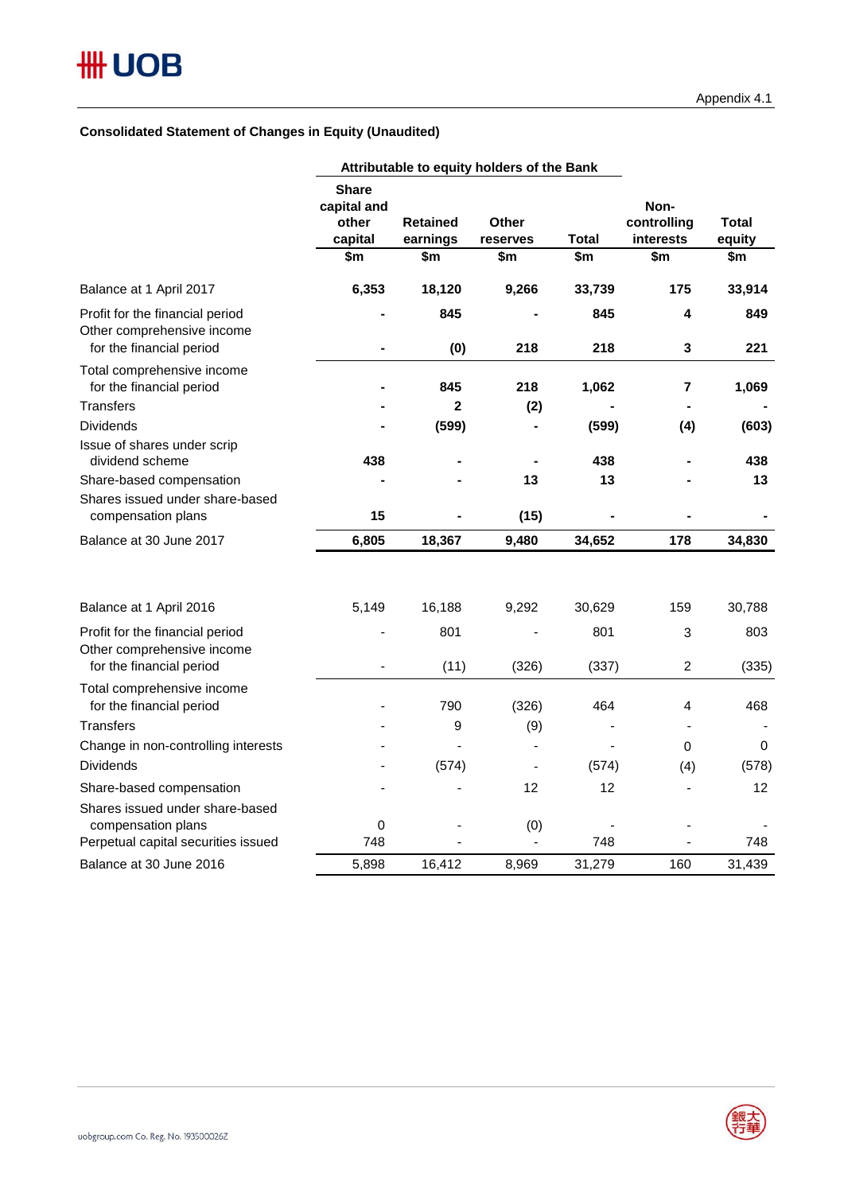Appendix 4.1

**Consolidated Statement of Changes in Equity (Unaudited)**

| | Attributable to equity holders of the Bank | | | | | |
|---|---|---|---|---|---|---|
| | **Share capital and other capital** | **Retained earnings** | **Other reserves** | **Total** | **Non-controlling interests** | **Total equity** |
| | **$m** | **$m** | **$m** | **$m** | **$m** | **$m** |
| Balance at 1 April 2017 | **6,353** | **18,120** | **9,266** | **33,739** | **175** | **33,914** |
| Profit for the financial period | **-** | **845** | **-** | **845** | **4** | **849** |
| Other comprehensive income for the financial period | **-** | **(0)** | **218** | **218** | **3** | **221** |
| Total comprehensive income for the financial period | **-** | **845** | **218** | **1,062** | **7** | **1,069** |
| Transfers | **-** | **2** | **(2)** | **-** | **-** | **-** |
| Dividends | **-** | **(599)** | **-** | **(599)** | **(4)** | **(603)** |
| Issue of shares under scrip dividend scheme | **438** | **-** | **-** | **438** | **-** | **438** |
| Share-based compensation | **-** | **-** | **13** | **13** | **-** | **13** |
| Shares issued under share-based compensation plans | **15** | **-** | **(15)** | **-** | **-** | **-** |
| Balance at 30 June 2017 | **6,805** | **18,367** | **9,480** | **34,652** | **178** | **34,830** |
| | | | | | | |
| Balance at 1 April 2016 | 5,149 | 16,188 | 9,292 | 30,629 | 159 | 30,788 |
| Profit for the financial period | - | 801 | - | 801 | 3 | 803 |
| Other comprehensive income for the financial period | - | (11) | (326) | (337) | 2 | (335) |
| Total comprehensive income for the financial period | - | 790 | (326) | 464 | 4 | 468 |
| Transfers | - | 9 | (9) | - | - | - |
| Change in non-controlling interests | - | - | - | - | 0 | 0 |
| Dividends | - | (574) | - | (574) | (4) | (578) |
| Share-based compensation | - | - | 12 | 12 | - | 12 |
| Shares issued under share-based compensation plans | 0 | - | (0) | - | - | - |
| Perpetual capital securities issued | 748 | - | - | 748 | - | 748 |
| Balance at 30 June 2016 | 5,898 | 16,412 | 8,969 | 31,279 | 160 | 31,439 |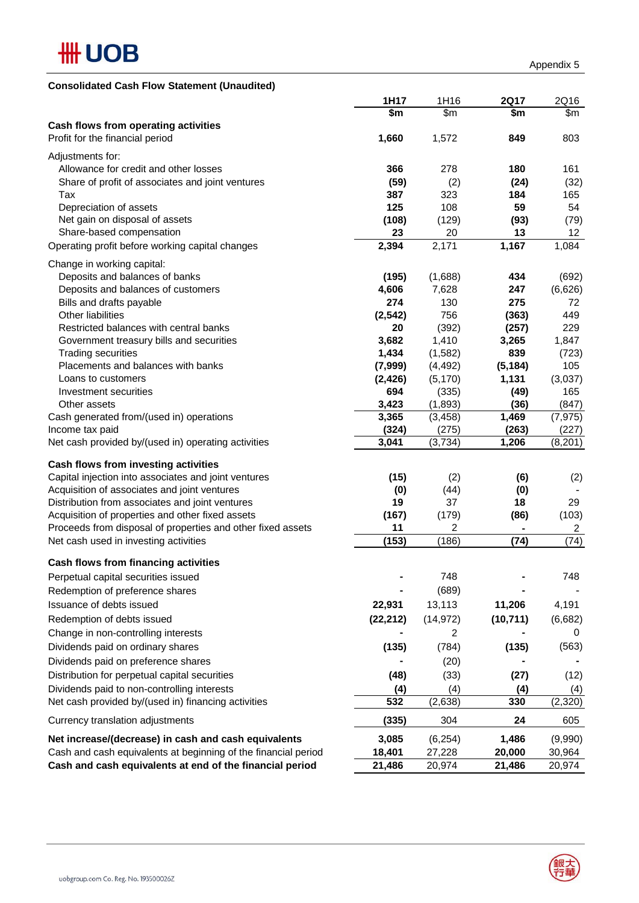Appendix 5

**Consolidated Cash Flow Statement (Unaudited)**

| | **1H17** | 1H16 | **2Q17** | 2Q16 |
|---|---|---|---|---|
| | **$m** | $m | **$m** | $m |
| **Cash flows from operating activities** | | | | |
| Profit for the financial period | **1,660** | 1,572 | **849** | 803 |
| Adjustments for: | | | | |
| Allowance for credit and other losses | **366** | 278 | **180** | 161 |
| Share of profit of associates and joint ventures | **(59)** | (2) | **(24)** | (32) |
| Tax | **387** | 323 | **184** | 165 |
| Depreciation of assets | **125** | 108 | **59** | 54 |
| Net gain on disposal of assets | **(108)** | (129) | **(93)** | (79) |
| Share-based compensation | **23** | 20 | **13** | 12 |
| Operating profit before working capital changes | **2,394** | 2,171 | **1,167** | 1,084 |
| Change in working capital: | | | | |
| Deposits and balances of banks | **(195)** | (1,688) | **434** | (692) |
| Deposits and balances of customers | **4,606** | 7,628 | **247** | (6,626) |
| Bills and drafts payable | **274** | 130 | **275** | 72 |
| Other liabilities | **(2,542)** | 756 | **(363)** | 449 |
| Restricted balances with central banks | **20** | (392) | **(257)** | 229 |
| Government treasury bills and securities | **3,682** | 1,410 | **3,265** | 1,847 |
| Trading securities | **1,434** | (1,582) | **839** | (723) |
| Placements and balances with banks | **(7,999)** | (4,492) | **(5,184)** | 105 |
| Loans to customers | **(2,426)** | (5,170) | **1,131** | (3,037) |
| Investment securities | **694** | (335) | **(49)** | 165 |
| Other assets | **3,423** | (1,893) | **(36)** | (847) |
| Cash generated from/(used in) operations | **3,365** | (3,458) | **1,469** | (7,975) |
| Income tax paid | **(324)** | (275) | **(263)** | (227) |
| Net cash provided by/(used in) operating activities | **3,041** | (3,734) | **1,206** | (8,201) |
| **Cash flows from investing activities** | | | | |
| Capital injection into associates and joint ventures | **(15)** | (2) | **(6)** | (2) |
| Acquisition of associates and joint ventures | **(0)** | (44) | **(0)** | - |
| Distribution from associates and joint ventures | **19** | 37 | **18** | 29 |
| Acquisition of properties and other fixed assets | **(167)** | (179) | **(86)** | (103) |
| Proceeds from disposal of properties and other fixed assets | **11** | 2 | **-** | 2 |
| Net cash used in investing activities | **(153)** | (186) | **(74)** | (74) |
| **Cash flows from financing activities** | | | | |
| Perpetual capital securities issued | **-** | 748 | **-** | 748 |
| Redemption of preference shares | **-** | (689) | **-** | - |
| Issuance of debts issued | **22,931** | 13,113 | **11,206** | 4,191 |
| Redemption of debts issued | **(22,212)** | (14,972) | **(10,711)** | (6,682) |
| Change in non-controlling interests | **-** | 2 | **-** | 0 |
| Dividends paid on ordinary shares | **(135)** | (784) | **(135)** | (563) |
| Dividends paid on preference shares | **-** | (20) | **-** | - |
| Distribution for perpetual capital securities | **(48)** | (33) | **(27)** | (12) |
| Dividends paid to non-controlling interests | **(4)** | (4) | **(4)** | (4) |
| Net cash provided by/(used in) financing activities | **532** | (2,638) | **330** | (2,320) |
| Currency translation adjustments | **(335)** | 304 | **24** | 605 |
| **Net increase/(decrease) in cash and cash equivalents** | **3,085** | (6,254) | **1,486** | (9,990) |
| Cash and cash equivalents at beginning of the financial period | **18,401** | 27,228 | **20,000** | 30,964 |
| **Cash and cash equivalents at end of the financial period** | **21,486** | 20,974 | **21,486** | 20,974 |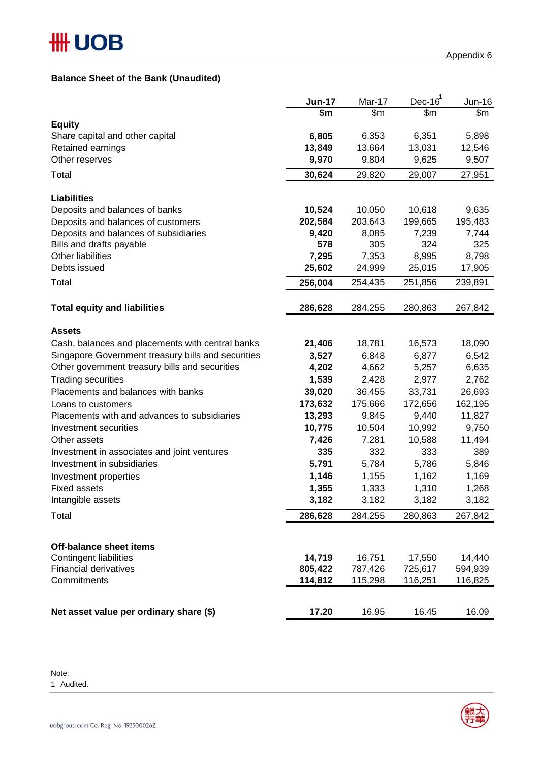Appendix 6

## Balance Sheet of the Bank (Unaudited)

| | **Jun-17** | Mar-17 | Dec-16[1] | Jun-16 |
|---|---|---|---|---|
| | **$m** | $m | $m | $m |
| **Equity** | | | | |
| Share capital and other capital | **6,805** | 6,353 | 6,351 | 5,898 |
| Retained earnings | **13,849** | 13,664 | 13,031 | 12,546 |
| Other reserves | **9,970** | 9,804 | 9,625 | 9,507 |
| Total | **30,624** | 29,820 | 29,007 | 27,951 |
| | | | | |
| **Liabilities** | | | | |
| Deposits and balances of banks | **10,524** | 10,050 | 10,618 | 9,635 |
| Deposits and balances of customers | **202,584** | 203,643 | 199,665 | 195,483 |
| Deposits and balances of subsidiaries | **9,420** | 8,085 | 7,239 | 7,744 |
| Bills and drafts payable | **578** | 305 | 324 | 325 |
| Other liabilities | **7,295** | 7,353 | 8,995 | 8,798 |
| Debts issued | **25,602** | 24,999 | 25,015 | 17,905 |
| Total | **256,004** | 254,435 | 251,856 | 239,891 |
| | | | | |
| **Total equity and liabilities** | **286,628** | 284,255 | 280,863 | 267,842 |
| | | | | |
| **Assets** | | | | |
| Cash, balances and placements with central banks | **21,406** | 18,781 | 16,573 | 18,090 |
| Singapore Government treasury bills and securities | **3,527** | 6,848 | 6,877 | 6,542 |
| Other government treasury bills and securities | **4,202** | 4,662 | 5,257 | 6,635 |
| Trading securities | **1,539** | 2,428 | 2,977 | 2,762 |
| Placements and balances with banks | **39,020** | 36,455 | 33,731 | 26,693 |
| Loans to customers | **173,632** | 175,666 | 172,656 | 162,195 |
| Placements with and advances to subsidiaries | **13,293** | 9,845 | 9,440 | 11,827 |
| Investment securities | **10,775** | 10,504 | 10,992 | 9,750 |
| Other assets | **7,426** | 7,281 | 10,588 | 11,494 |
| Investment in associates and joint ventures | **335** | 332 | 333 | 389 |
| Investment in subsidiaries | **5,791** | 5,784 | 5,786 | 5,846 |
| Investment properties | **1,146** | 1,155 | 1,162 | 1,169 |
| Fixed assets | **1,355** | 1,333 | 1,310 | 1,268 |
| Intangible assets | **3,182** | 3,182 | 3,182 | 3,182 |
| Total | **286,628** | 284,255 | 280,863 | 267,842 |
| | | | | |
| **Off-balance sheet items** | | | | |
| Contingent liabilities | **14,719** | 16,751 | 17,550 | 14,440 |
| Financial derivatives | **805,422** | 787,426 | 725,617 | 594,939 |
| Commitments | **114,812** | 115,298 | 116,251 | 116,825 |
| | | | | |
| **Net asset value per ordinary share ($)** | **17.20** | 16.95 | 16.45 | 16.09 |

Note:
1 Audited.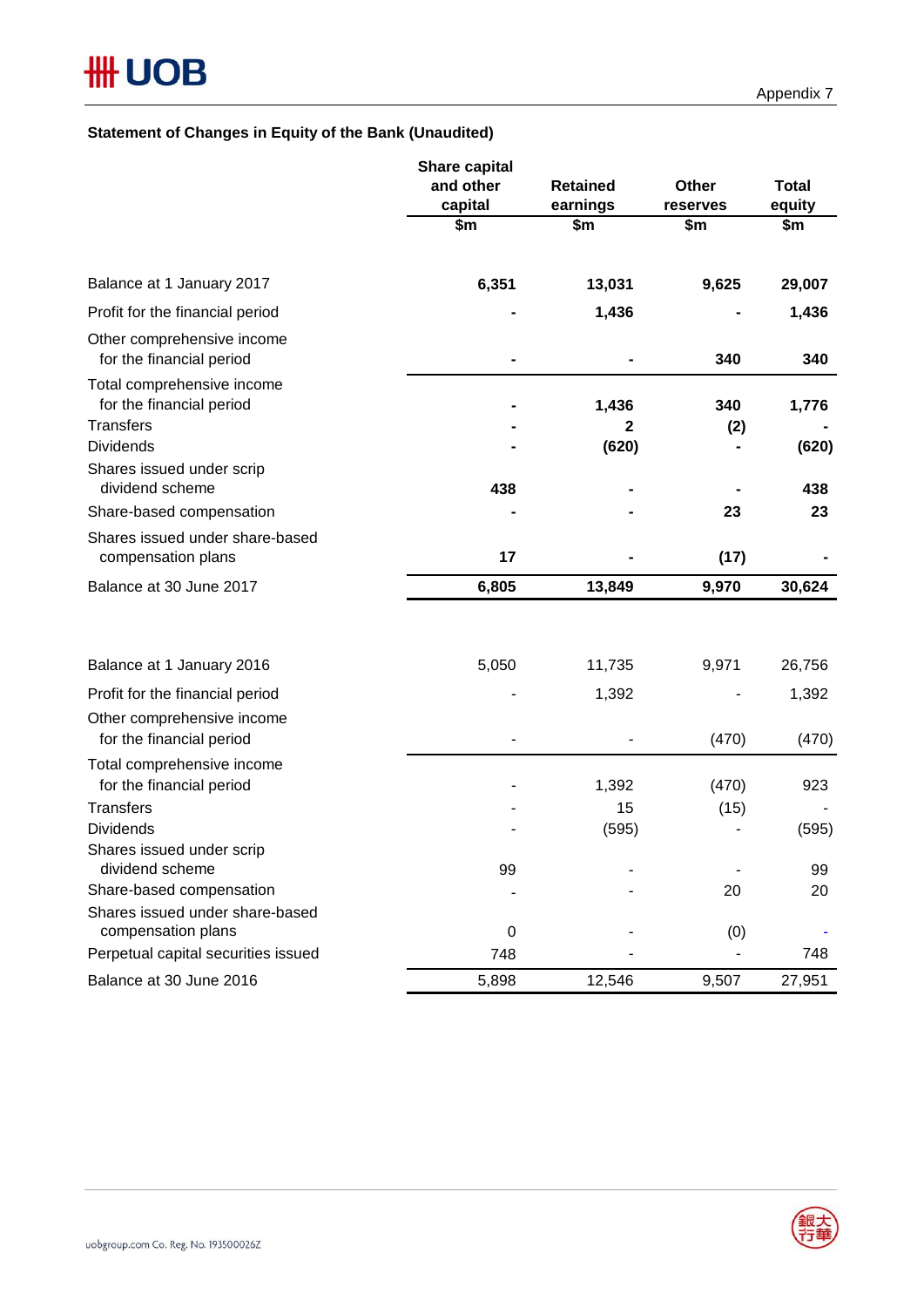Appendix 7

### Statement of Changes in Equity of the Bank (Unaudited)

| | Share capital and other capital | Retained earnings | Other reserves | Total equity |
|---|---|---|---|---|
| | $m | $m | $m | $m |
| **Balance at 1 January 2017** | **6,351** | **13,031** | **9,625** | **29,007** |
| Profit for the financial period | **-** | **1,436** | **-** | **1,436** |
| Other comprehensive income for the financial period | **-** | **-** | **340** | **340** |
| Total comprehensive income for the financial period | **-** | **1,436** | **340** | **1,776** |
| Transfers | **-** | **2** | **(2)** | **-** |
| Dividends | **-** | **(620)** | **-** | **(620)** |
| Shares issued under scrip dividend scheme | **438** | **-** | **-** | **438** |
| Share-based compensation | **-** | **-** | **23** | **23** |
| Shares issued under share-based compensation plans | **17** | **-** | **(17)** | **-** |
| Balance at 30 June 2017 | **6,805** | **13,849** | **9,970** | **30,624** |
| | | | | |
| Balance at 1 January 2016 | 5,050 | 11,735 | 9,971 | 26,756 |
| Profit for the financial period | - | 1,392 | - | 1,392 |
| Other comprehensive income for the financial period | - | - | (470) | (470) |
| Total comprehensive income for the financial period | - | 1,392 | (470) | 923 |
| Transfers | - | 15 | (15) | - |
| Dividends | - | (595) | - | (595) |
| Shares issued under scrip dividend scheme | 99 | - | - | 99 |
| Share-based compensation | - | - | 20 | 20 |
| Shares issued under share-based compensation plans | 0 | - | (0) | - |
| Perpetual capital securities issued | 748 | - | - | 748 |
| Balance at 30 June 2016 | 5,898 | 12,546 | 9,507 | 27,951 |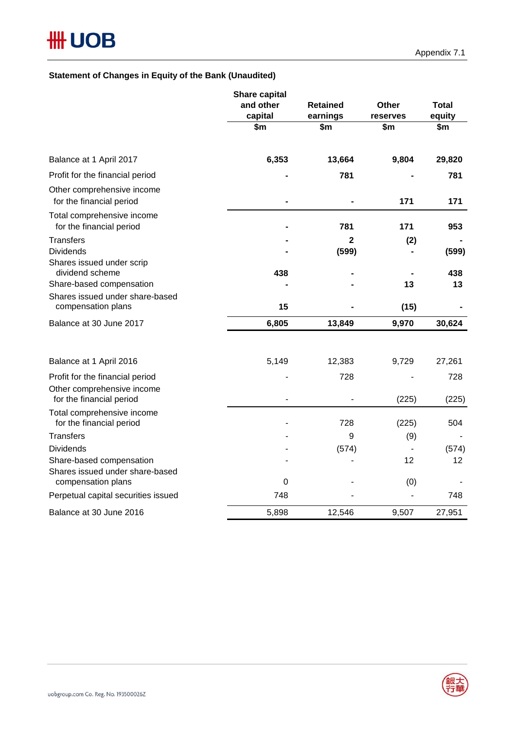Appendix 7.1

### Statement of Changes in Equity of the Bank (Unaudited)

| | Share capital and other capital | Retained earnings | Other reserves | Total equity |
|---|---|---|---|---|
| | $m | $m | $m | $m |
| **Balance at 1 April 2017** | **6,353** | **13,664** | **9,804** | **29,820** |
| Profit for the financial period | **-** | **781** | **-** | **781** |
| Other comprehensive income for the financial period | **-** | **-** | **171** | **171** |
| Total comprehensive income for the financial period | **-** | **781** | **171** | **953** |
| Transfers | **-** | **2** | **(2)** | **-** |
| Dividends | **-** | **(599)** | **-** | **(599)** |
| Shares issued under scrip dividend scheme | **438** | **-** | **-** | **438** |
| Share-based compensation | **-** | **-** | **13** | **13** |
| Shares issued under share-based compensation plans | **15** | **-** | **(15)** | **-** |
| **Balance at 30 June 2017** | **6,805** | **13,849** | **9,970** | **30,624** |
| | | | | |
| Balance at 1 April 2016 | 5,149 | 12,383 | 9,729 | 27,261 |
| Profit for the financial period | - | 728 | - | 728 |
| Other comprehensive income for the financial period | - | - | (225) | (225) |
| Total comprehensive income for the financial period | - | 728 | (225) | 504 |
| Transfers | - | 9 | (9) | - |
| Dividends | - | (574) | - | (574) |
| Share-based compensation | - | - | 12 | 12 |
| Shares issued under share-based compensation plans | 0 | - | (0) | - |
| Perpetual capital securities issued | 748 | - | - | 748 |
| Balance at 30 June 2016 | 5,898 | 12,546 | 9,507 | 27,951 |

uobgroup.com Co. Reg. No. 193500026Z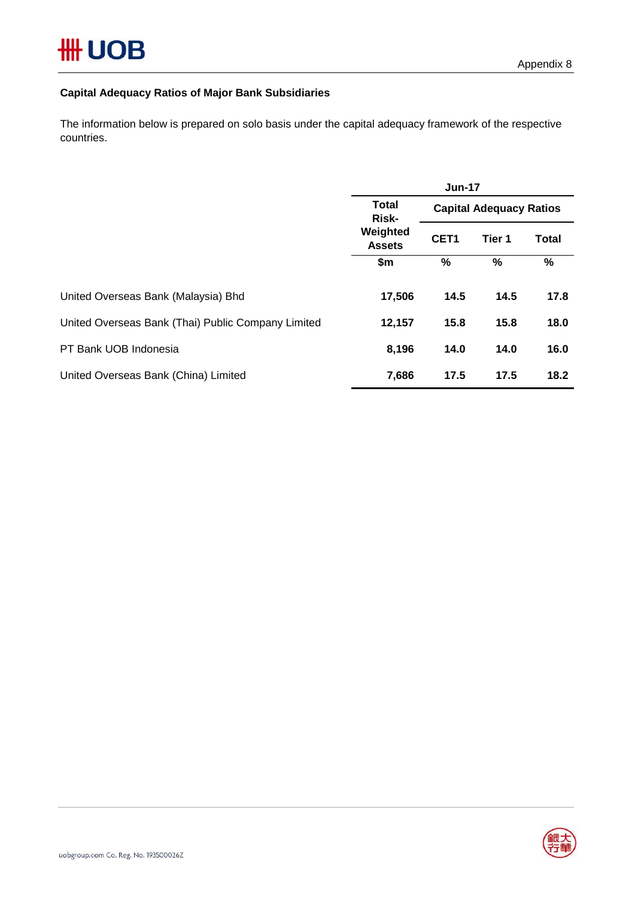Appendix 8

## Capital Adequacy Ratios of Major Bank Subsidiaries

The information below is prepared on solo basis under the capital adequacy framework of the respective countries.

| | Jun-17 | | | |
|---|---|---|---|---|
| | Total Risk-Weighted Assets | Capital Adequacy Ratios | | |
| | | CET1 | Tier 1 | Total |
| | $m | % | % | % |
| United Overseas Bank (Malaysia) Bhd | **17,506** | **14.5** | **14.5** | **17.8** |
| United Overseas Bank (Thai) Public Company Limited | **12,157** | **15.8** | **15.8** | **18.0** |
| PT Bank UOB Indonesia | **8,196** | **14.0** | **14.0** | **16.0** |
| United Overseas Bank (China) Limited | **7,686** | **17.5** | **17.5** | **18.2** |